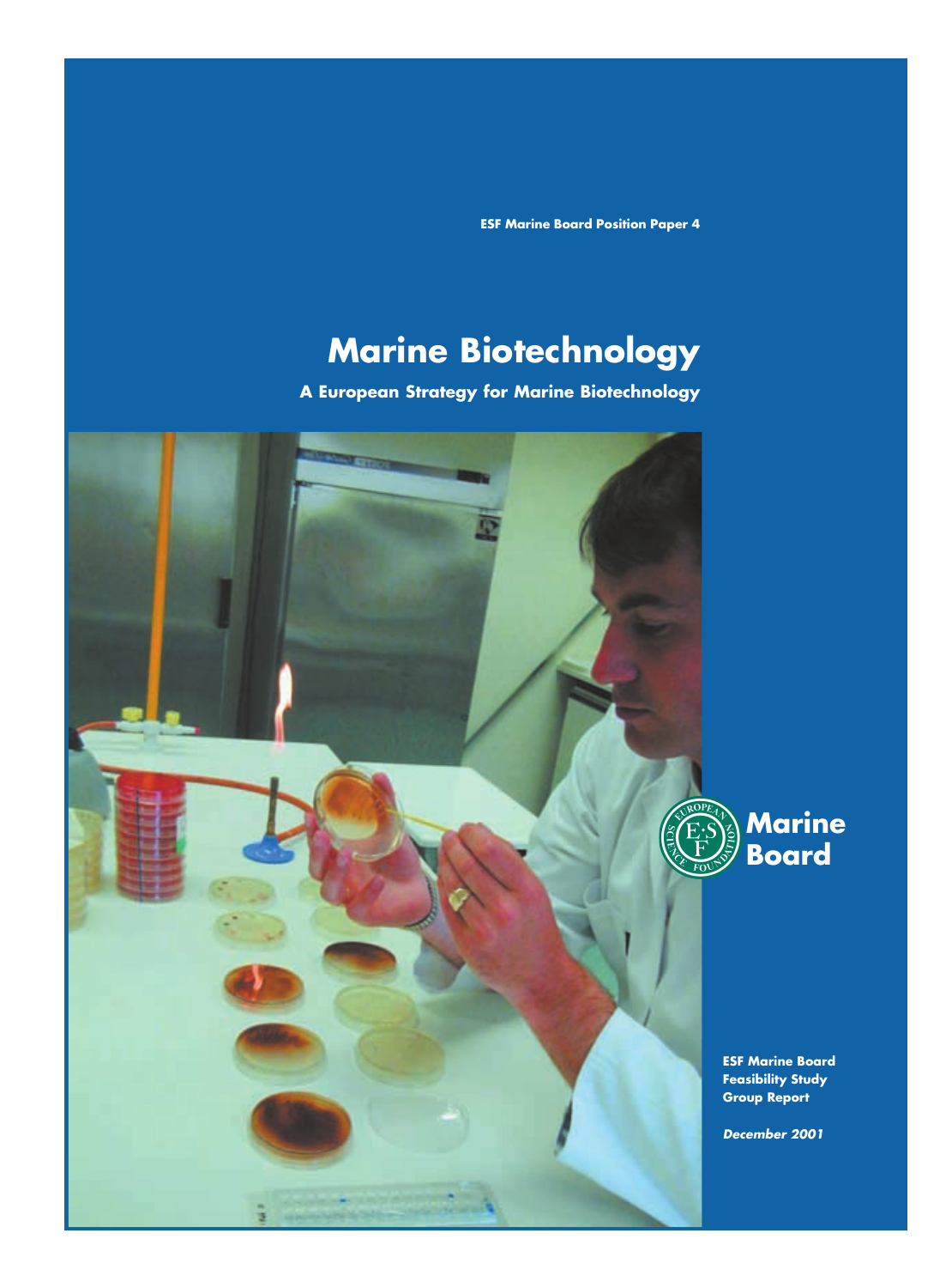ESF Marine Board Position Paper 4

# Marine Biotechnology

## A European Strategy for Marine Biotechnology

Marine Board

**ESF Marine Board Feasibility Study Group Report**

***December 2001***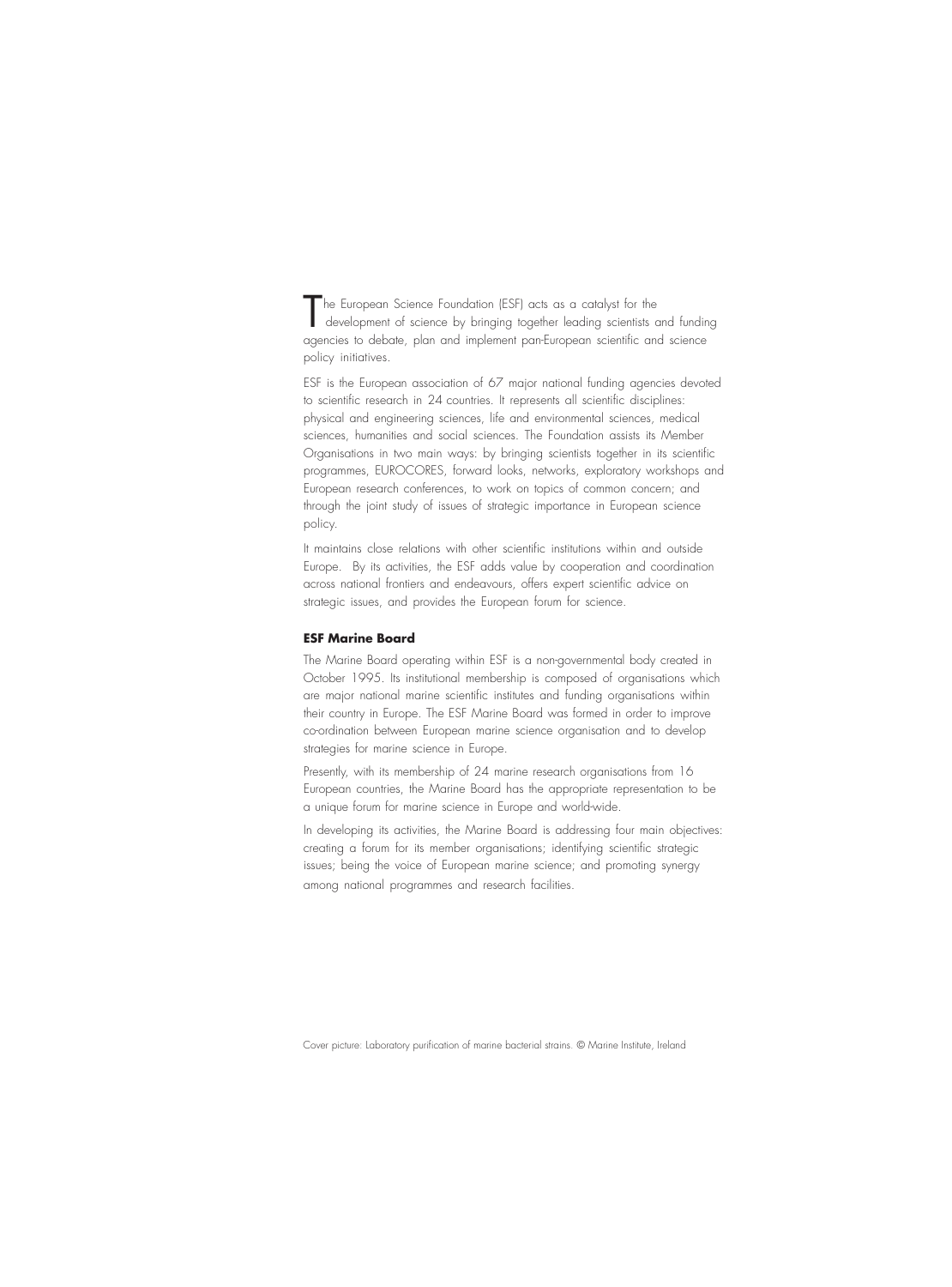The European Science Foundation (ESF) acts as a catalyst for the development of science by bringing together leading scientists and funding agencies to debate, plan and implement pan-European scientific and science policy initiatives.

ESF is the European association of 67 major national funding agencies devoted to scientific research in 24 countries. It represents all scientific disciplines: physical and engineering sciences, life and environmental sciences, medical sciences, humanities and social sciences. The Foundation assists its Member Organisations in two main ways: by bringing scientists together in its scientific programmes, EUROCORES, forward looks, networks, exploratory workshops and European research conferences, to work on topics of common concern; and through the joint study of issues of strategic importance in European science policy.

It maintains close relations with other scientific institutions within and outside Europe. By its activities, the ESF adds value by cooperation and coordination across national frontiers and endeavours, offers expert scientific advice on strategic issues, and provides the European forum for science.

**ESF Marine Board**

The Marine Board operating within ESF is a non-governmental body created in October 1995. Its institutional membership is composed of organisations which are major national marine scientific institutes and funding organisations within their country in Europe. The ESF Marine Board was formed in order to improve co-ordination between European marine science organisation and to develop strategies for marine science in Europe.

Presently, with its membership of 24 marine research organisations from 16 European countries, the Marine Board has the appropriate representation to be a unique forum for marine science in Europe and world-wide.

In developing its activities, the Marine Board is addressing four main objectives: creating a forum for its member organisations; identifying scientific strategic issues; being the voice of European marine science; and promoting synergy among national programmes and research facilities.

Cover picture: Laboratory purification of marine bacterial strains. © Marine Institute, Ireland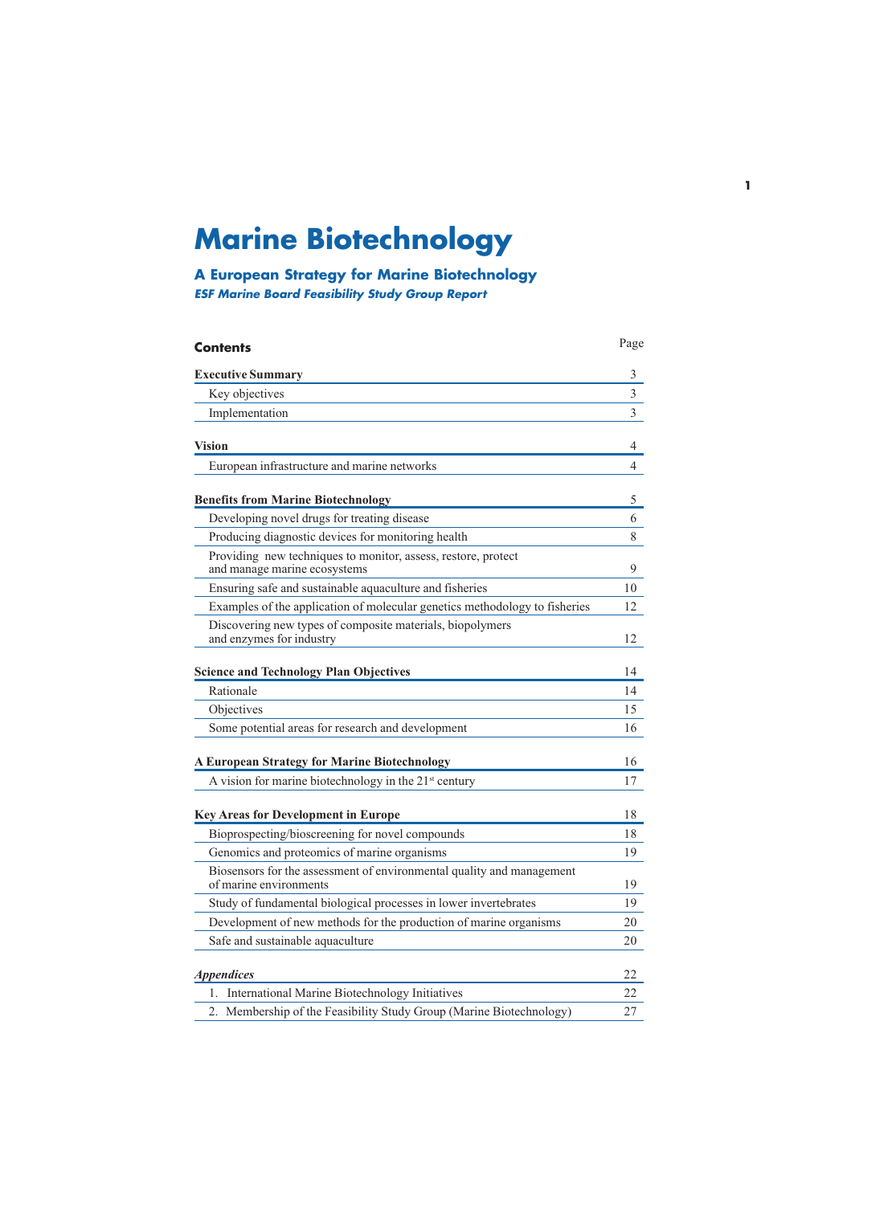# Marine Biotechnology

## A European Strategy for Marine Biotechnology

***ESF Marine Board Feasibility Study Group Report***

### Contents

| Contents | Page |
|---|---|
| **Executive Summary** | 3 |
| Key objectives | 3 |
| Implementation | 3 |
| **Vision** | 4 |
| European infrastructure and marine networks | 4 |
| **Benefits from Marine Biotechnology** | 5 |
| Developing novel drugs for treating disease | 6 |
| Producing diagnostic devices for monitoring health | 8 |
| Providing new techniques to monitor, assess, restore, protect and manage marine ecosystems | 9 |
| Ensuring safe and sustainable aquaculture and fisheries | 10 |
| Examples of the application of molecular genetics methodology to fisheries | 12 |
| Discovering new types of composite materials, biopolymers and enzymes for industry | 12 |
| **Science and Technology Plan Objectives** | 14 |
| Rationale | 14 |
| Objectives | 15 |
| Some potential areas for research and development | 16 |
| **A European Strategy for Marine Biotechnology** | 16 |
| A vision for marine biotechnology in the 21st century | 17 |
| **Key Areas for Development in Europe** | 18 |
| Bioprospecting/bioscreening for novel compounds | 18 |
| Genomics and proteomics of marine organisms | 19 |
| Biosensors for the assessment of environmental quality and management of marine environments | 19 |
| Study of fundamental biological processes in lower invertebrates | 19 |
| Development of new methods for the production of marine organisms | 20 |
| Safe and sustainable aquaculture | 20 |
| ***Appendices*** | 22 |
| 1. International Marine Biotechnology Initiatives | 22 |
| 2. Membership of the Feasibility Study Group (Marine Biotechnology) | 27 |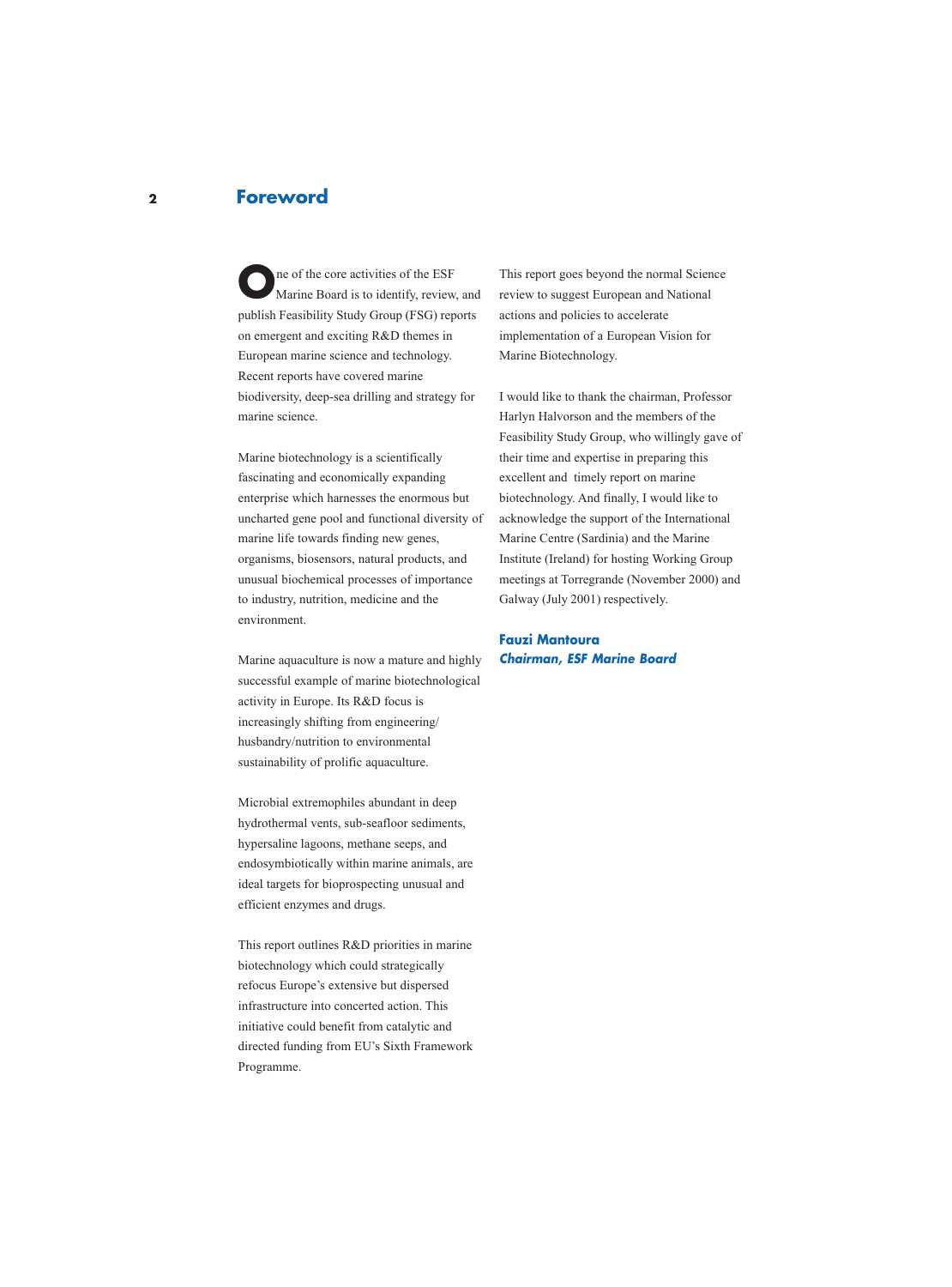# Foreword

One of the core activities of the ESF Marine Board is to identify, review, and publish Feasibility Study Group (FSG) reports on emergent and exciting R&D themes in European marine science and technology. Recent reports have covered marine biodiversity, deep-sea drilling and strategy for marine science.

Marine biotechnology is a scientifically fascinating and economically expanding enterprise which harnesses the enormous but uncharted gene pool and functional diversity of marine life towards finding new genes, organisms, biosensors, natural products, and unusual biochemical processes of importance to industry, nutrition, medicine and the environment.

Marine aquaculture is now a mature and highly successful example of marine biotechnological activity in Europe. Its R&D focus is increasingly shifting from engineering/husbandry/nutrition to environmental sustainability of prolific aquaculture.

Microbial extremophiles abundant in deep hydrothermal vents, sub-seafloor sediments, hypersaline lagoons, methane seeps, and endosymbiotically within marine animals, are ideal targets for bioprospecting unusual and efficient enzymes and drugs.

This report outlines R&D priorities in marine biotechnology which could strategically refocus Europe's extensive but dispersed infrastructure into concerted action. This initiative could benefit from catalytic and directed funding from EU's Sixth Framework Programme.

This report goes beyond the normal Science review to suggest European and National actions and policies to accelerate implementation of a European Vision for Marine Biotechnology.

I would like to thank the chairman, Professor Harlyn Halvorson and the members of the Feasibility Study Group, who willingly gave of their time and expertise in preparing this excellent and timely report on marine biotechnology. And finally, I would like to acknowledge the support of the International Marine Centre (Sardinia) and the Marine Institute (Ireland) for hosting Working Group meetings at Torregrande (November 2000) and Galway (July 2001) respectively.

**Fauzi Mantoura**
***Chairman, ESF Marine Board***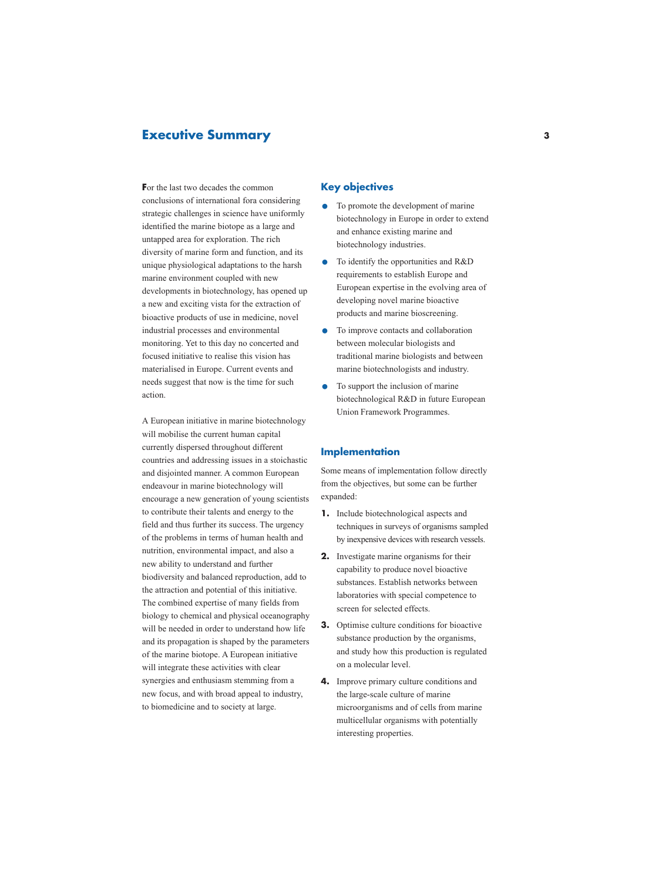# Executive Summary

For the last two decades the common conclusions of international fora considering strategic challenges in science have uniformly identified the marine biotope as a large and untapped area for exploration. The rich diversity of marine form and function, and its unique physiological adaptations to the harsh marine environment coupled with new developments in biotechnology, has opened up a new and exciting vista for the extraction of bioactive products of use in medicine, novel industrial processes and environmental monitoring. Yet to this day no concerted and focused initiative to realise this vision has materialised in Europe. Current events and needs suggest that now is the time for such action.

A European initiative in marine biotechnology will mobilise the current human capital currently dispersed throughout different countries and addressing issues in a stoichastic and disjointed manner. A common European endeavour in marine biotechnology will encourage a new generation of young scientists to contribute their talents and energy to the field and thus further its success. The urgency of the problems in terms of human health and nutrition, environmental impact, and also a new ability to understand and further biodiversity and balanced reproduction, add to the attraction and potential of this initiative. The combined expertise of many fields from biology to chemical and physical oceanography will be needed in order to understand how life and its propagation is shaped by the parameters of the marine biotope. A European initiative will integrate these activities with clear synergies and enthusiasm stemming from a new focus, and with broad appeal to industry, to biomedicine and to society at large.

## Key objectives

- To promote the development of marine biotechnology in Europe in order to extend and enhance existing marine and biotechnology industries.
- To identify the opportunities and R&D requirements to establish Europe and European expertise in the evolving area of developing novel marine bioactive products and marine bioscreening.
- To improve contacts and collaboration between molecular biologists and traditional marine biologists and between marine biotechnologists and industry.
- To support the inclusion of marine biotechnological R&D in future European Union Framework Programmes.

## Implementation

Some means of implementation follow directly from the objectives, but some can be further expanded:

1. Include biotechnological aspects and techniques in surveys of organisms sampled by inexpensive devices with research vessels.
2. Investigate marine organisms for their capability to produce novel bioactive substances. Establish networks between laboratories with special competence to screen for selected effects.
3. Optimise culture conditions for bioactive substance production by the organisms, and study how this production is regulated on a molecular level.
4. Improve primary culture conditions and the large-scale culture of marine microorganisms and of cells from marine multicellular organisms with potentially interesting properties.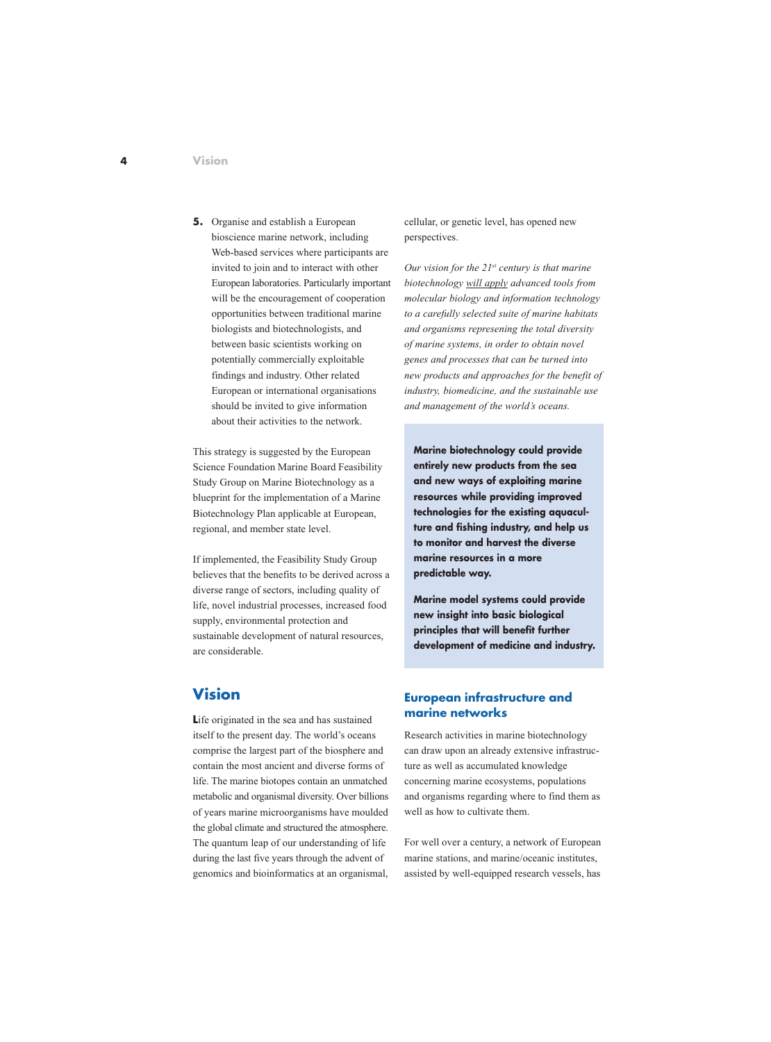5. Organise and establish a European bioscience marine network, including Web-based services where participants are invited to join and to interact with other European laboratories. Particularly important will be the encouragement of cooperation opportunities between traditional marine biologists and biotechnologists, and between basic scientists working on potentially commercially exploitable findings and industry. Other related European or international organisations should be invited to give information about their activities to the network.

This strategy is suggested by the European Science Foundation Marine Board Feasibility Study Group on Marine Biotechnology as a blueprint for the implementation of a Marine Biotechnology Plan applicable at European, regional, and member state level.

If implemented, the Feasibility Study Group believes that the benefits to be derived across a diverse range of sectors, including quality of life, novel industrial processes, increased food supply, environmental protection and sustainable development of natural resources, are considerable.

## Vision

Life originated in the sea and has sustained itself to the present day. The world's oceans comprise the largest part of the biosphere and contain the most ancient and diverse forms of life. The marine biotopes contain an unmatched metabolic and organismal diversity. Over billions of years marine microorganisms have moulded the global climate and structured the atmosphere. The quantum leap of our understanding of life during the last five years through the advent of genomics and bioinformatics at an organismal, cellular, or genetic level, has opened new perspectives.

*Our vision for the 21st century is that marine biotechnology will apply advanced tools from molecular biology and information technology to a carefully selected suite of marine habitats and organisms represening the total diversity of marine systems, in order to obtain novel genes and processes that can be turned into new products and approaches for the benefit of industry, biomedicine, and the sustainable use and management of the world's oceans.*

**Marine biotechnology could provide entirely new products from the sea and new ways of exploiting marine resources while providing improved technologies for the existing aquaculture and fishing industry, and help us to monitor and harvest the diverse marine resources in a more predictable way.**

**Marine model systems could provide new insight into basic biological principles that will benefit further development of medicine and industry.**

### European infrastructure and marine networks

Research activities in marine biotechnology can draw upon an already extensive infrastructure as well as accumulated knowledge concerning marine ecosystems, populations and organisms regarding where to find them as well as how to cultivate them.

For well over a century, a network of European marine stations, and marine/oceanic institutes, assisted by well-equipped research vessels, has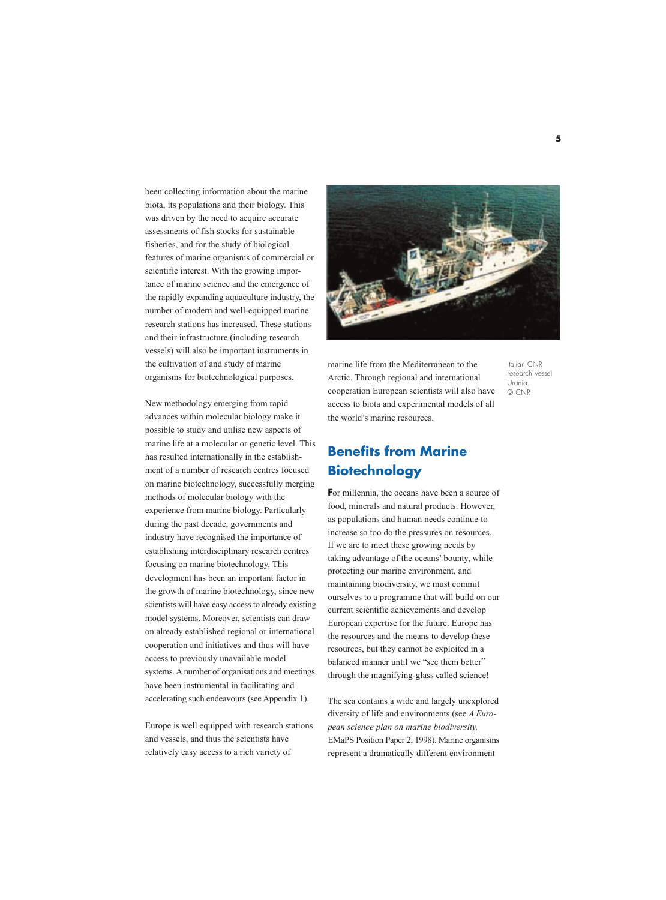been collecting information about the marine biota, its populations and their biology. This was driven by the need to acquire accurate assessments of fish stocks for sustainable fisheries, and for the study of biological features of marine organisms of commercial or scientific interest. With the growing importance of marine science and the emergence of the rapidly expanding aquaculture industry, the number of modern and well-equipped marine research stations has increased. These stations and their infrastructure (including research vessels) will also be important instruments in the cultivation of and study of marine organisms for biotechnological purposes.

New methodology emerging from rapid advances within molecular biology make it possible to study and utilise new aspects of marine life at a molecular or genetic level. This has resulted internationally in the establishment of a number of research centres focused on marine biotechnology, successfully merging methods of molecular biology with the experience from marine biology. Particularly during the past decade, governments and industry have recognised the importance of establishing interdisciplinary research centres focusing on marine biotechnology. This development has been an important factor in the growth of marine biotechnology, since new scientists will have easy access to already existing model systems. Moreover, scientists can draw on already established regional or international cooperation and initiatives and thus will have access to previously unavailable model systems. A number of organisations and meetings have been instrumental in facilitating and accelerating such endeavours (see Appendix 1).

Europe is well equipped with research stations and vessels, and thus the scientists have relatively easy access to a rich variety of marine life from the Mediterranean to the Arctic. Through regional and international cooperation European scientists will also have access to biota and experimental models of all the world's marine resources.

Italian CNR research vessel Urania. © CNR

## Benefits from Marine Biotechnology

For millennia, the oceans have been a source of food, minerals and natural products. However, as populations and human needs continue to increase so too do the pressures on resources. If we are to meet these growing needs by taking advantage of the oceans' bounty, while protecting our marine environment, and maintaining biodiversity, we must commit ourselves to a programme that will build on our current scientific achievements and develop European expertise for the future. Europe has the resources and the means to develop these resources, but they cannot be exploited in a balanced manner until we "see them better" through the magnifying-glass called science!

The sea contains a wide and largely unexplored diversity of life and environments (see *A European science plan on marine biodiversity,* EMaPS Position Paper 2, 1998). Marine organisms represent a dramatically different environment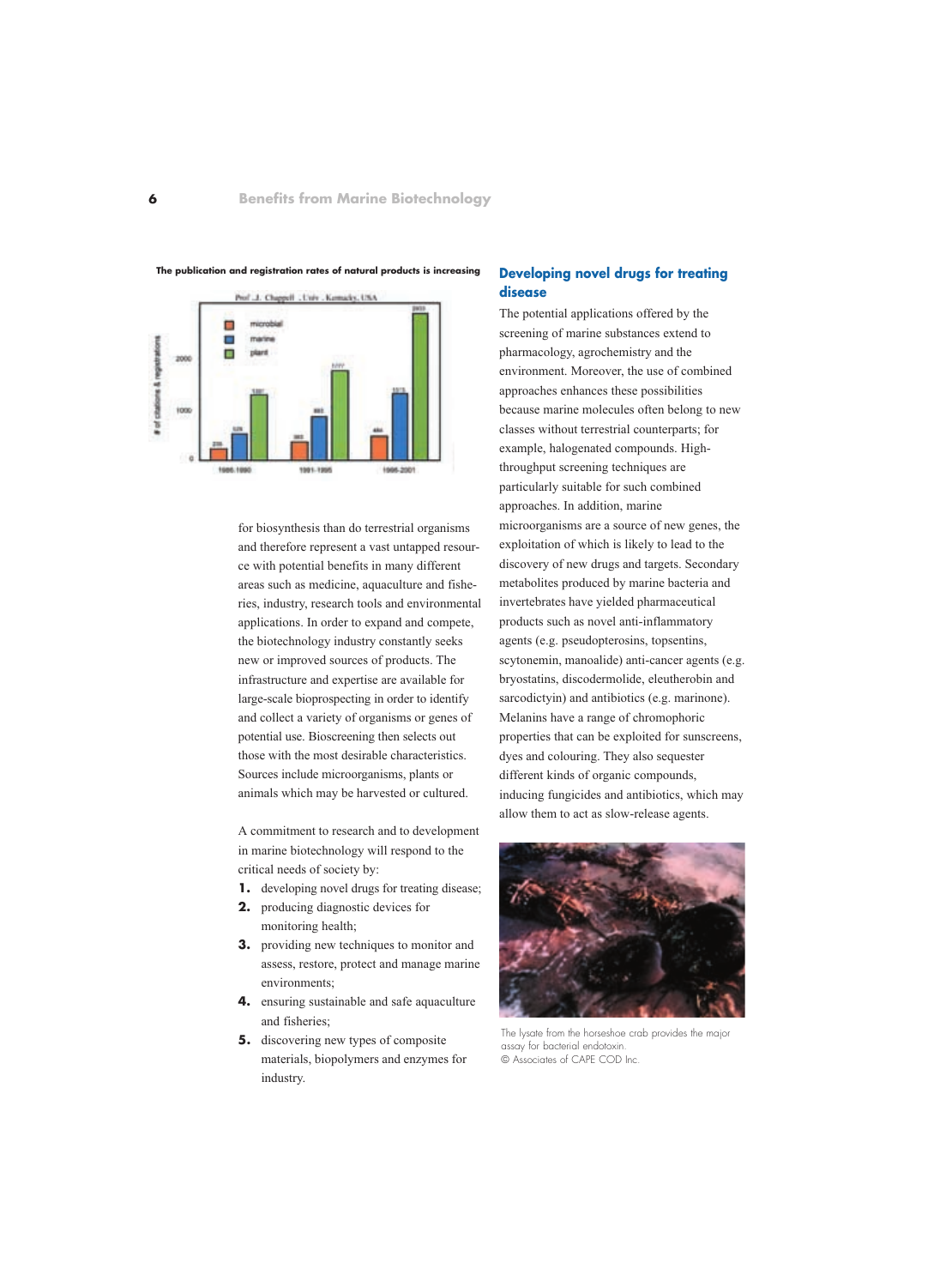**The publication and registration rates of natural products is increasing**

for biosynthesis than do terrestrial organisms and therefore represent a vast untapped resource with potential benefits in many different areas such as medicine, aquaculture and fisheries, industry, research tools and environmental applications. In order to expand and compete, the biotechnology industry constantly seeks new or improved sources of products. The infrastructure and expertise are available for large-scale bioprospecting in order to identify and collect a variety of organisms or genes of potential use. Bioscreening then selects out those with the most desirable characteristics. Sources include microorganisms, plants or animals which may be harvested or cultured.

A commitment to research and to development in marine biotechnology will respond to the critical needs of society by:

1. developing novel drugs for treating disease;
2. producing diagnostic devices for monitoring health;
3. providing new techniques to monitor and assess, restore, protect and manage marine environments;
4. ensuring sustainable and safe aquaculture and fisheries;
5. discovering new types of composite materials, biopolymers and enzymes for industry.

## Developing novel drugs for treating disease

The potential applications offered by the screening of marine substances extend to pharmacology, agrochemistry and the environment. Moreover, the use of combined approaches enhances these possibilities because marine molecules often belong to new classes without terrestrial counterparts; for example, halogenated compounds. High-throughput screening techniques are particularly suitable for such combined approaches. In addition, marine microorganisms are a source of new genes, the exploitation of which is likely to lead to the discovery of new drugs and targets. Secondary metabolites produced by marine bacteria and invertebrates have yielded pharmaceutical products such as novel anti-inflammatory agents (e.g. pseudopterosins, topsentins, scytonemin, manoalide) anti-cancer agents (e.g. bryostatins, discodermolide, eleutherobin and sarcodictyin) and antibiotics (e.g. marinone). Melanins have a range of chromophoric properties that can be exploited for sunscreens, dyes and colouring. They also sequester different kinds of organic compounds, inducing fungicides and antibiotics, which may allow them to act as slow-release agents.

The lysate from the horseshoe crab provides the major assay for bacterial endotoxin.
© Associates of CAPE COD Inc.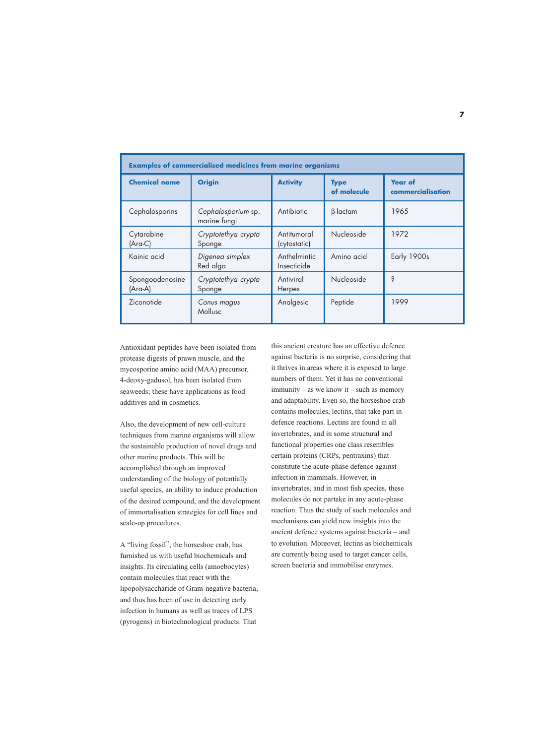| Examples of commercialised medicines from marine organisms | | | | |
|---|---|---|---|---|
| **Chemical name** | **Origin** | **Activity** | **Type of molecule** | **Year of commercialisation** |
| Cephalosporins | *Cephalosporium* sp. marine fungi | Antibiotic | β-lactam | 1965 |
| Cytarabine (Ara-C) | *Cryptotethya crypta* Sponge | Antitumoral (cytostatic) | Nucleoside | 1972 |
| Kainic acid | *Digenea simplex* Red alga | Anthelmintic Insecticide | Amino acid | Early 1900s |
| Spongoadenosine (Ara-A) | *Cryptotethya crypta* Sponge | Antiviral Herpes | Nucleoside | ? |
| Ziconotide | *Conus magus* Mollusc | Analgesic | Peptide | 1999 |

Antioxidant peptides have been isolated from protease digests of prawn muscle, and the mycosporine amino acid (MAA) precursor, 4-deoxy-gadusol, has been isolated from seaweeds; these have applications as food additives and in cosmetics.

Also, the development of new cell-culture techniques from marine organisms will allow the sustainable production of novel drugs and other marine products. This will be accomplished through an improved understanding of the biology of potentially useful species, an ability to induce production of the desired compound, and the development of immortalisation strategies for cell lines and scale-up procedures.

A "living fossil", the horseshoe crab, has furnished us with useful biochemicals and insights. Its circulating cells (amoebocytes) contain molecules that react with the lipopolysaccharide of Gram-negative bacteria, and thus has been of use in detecting early infection in humans as well as traces of LPS (pyrogens) in biotechnological products. That this ancient creature has an effective defence against bacteria is no surprise, considering that it thrives in areas where it is exposed to large numbers of them. Yet it has no conventional immunity – as we know it – such as memory and adaptability. Even so, the horseshoe crab contains molecules, lectins, that take part in defence reactions. Lectins are found in all invertebrates, and in some structural and functional properties one class resembles certain proteins (CRPs, pentraxins) that constitute the acute-phase defence against infection in mammals. However, in invertebrates, and in most fish species, these molecules do not partake in any acute-phase reaction. Thus the study of such molecules and mechanisms can yield new insights into the ancient defence systems against bacteria – and to evolution. Moreover, lectins as biochemicals are currently being used to target cancer cells, screen bacteria and immobilise enzymes.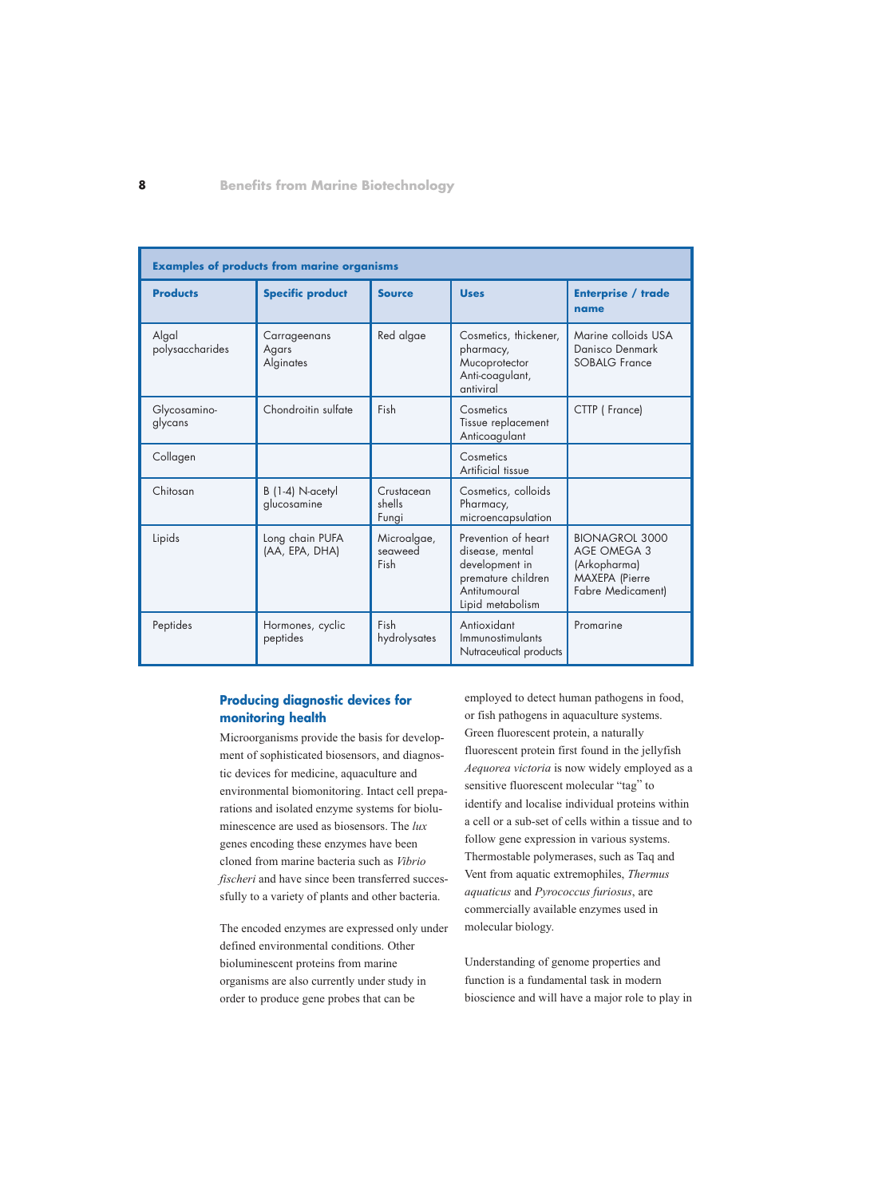| Examples of products from marine organisms | | | | |
|---|---|---|---|---|
| **Products** | **Specific product** | **Source** | **Uses** | **Enterprise / trade name** |
| Algal polysaccharides | Carrageenans<br>Agars<br>Alginates | Red algae | Cosmetics, thickener, pharmacy,<br>Mucoprotector<br>Anti-coagulant, antiviral | Marine colloids USA<br>Danisco Denmark<br>SOBALG France |
| Glycosamino-glycans | Chondroitin sulfate | Fish | Cosmetics<br>Tissue replacement<br>Anticoagulant | CTTP ( France) |
| Collagen | | | Cosmetics<br>Artificial tissue | |
| Chitosan | B (1-4) N-acetyl glucosamine | Crustacean shells<br>Fungi | Cosmetics, colloids<br>Pharmacy, microencapsulation | |
| Lipids | Long chain PUFA (AA, EPA, DHA) | Microalgae, seaweed<br>Fish | Prevention of heart disease, mental development in premature children<br>Antitumoural<br>Lipid metabolism | BIONAGROL 3000<br>AGE OMEGA 3 (Arkopharma)<br>MAXEPA (Pierre Fabre Medicament) |
| Peptides | Hormones, cyclic peptides | Fish hydrolysates | Antioxidant<br>Immunostimulants<br>Nutraceutical products | Promarine |

## Producing diagnostic devices for monitoring health

Microorganisms provide the basis for development of sophisticated biosensors, and diagnostic devices for medicine, aquaculture and environmental biomonitoring. Intact cell preparations and isolated enzyme systems for bioluminescence are used as biosensors. The *lux* genes encoding these enzymes have been cloned from marine bacteria such as *Vibrio fischeri* and have since been transferred successfully to a variety of plants and other bacteria.

The encoded enzymes are expressed only under defined environmental conditions. Other bioluminescent proteins from marine organisms are also currently under study in order to produce gene probes that can be employed to detect human pathogens in food, or fish pathogens in aquaculture systems. Green fluorescent protein, a naturally fluorescent protein first found in the jellyfish *Aequorea victoria* is now widely employed as a sensitive fluorescent molecular "tag" to identify and localise individual proteins within a cell or a sub-set of cells within a tissue and to follow gene expression in various systems. Thermostable polymerases, such as Taq and Vent from aquatic extremophiles, *Thermus aquaticus* and *Pyrococcus furiosus*, are commercially available enzymes used in molecular biology.

Understanding of genome properties and function is a fundamental task in modern bioscience and will have a major role to play in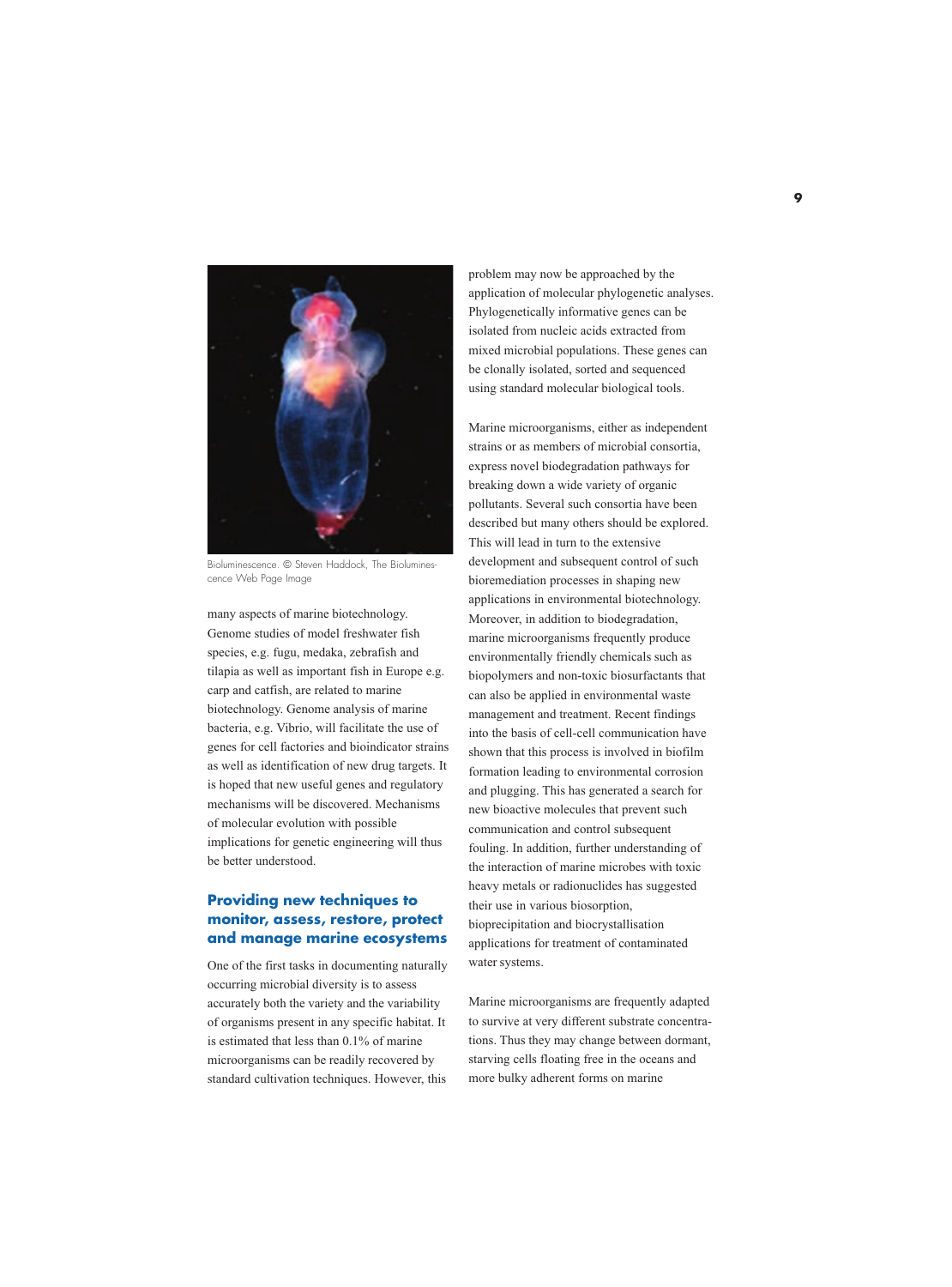Bioluminescence. © Steven Haddock, The Bioluminescence Web Page Image

many aspects of marine biotechnology. Genome studies of model freshwater fish species, e.g. fugu, medaka, zebrafish and tilapia as well as important fish in Europe e.g. carp and catfish, are related to marine biotechnology. Genome analysis of marine bacteria, e.g. Vibrio, will facilitate the use of genes for cell factories and bioindicator strains as well as identification of new drug targets. It is hoped that new useful genes and regulatory mechanisms will be discovered. Mechanisms of molecular evolution with possible implications for genetic engineering will thus be better understood.

### Providing new techniques to monitor, assess, restore, protect and manage marine ecosystems

One of the first tasks in documenting naturally occurring microbial diversity is to assess accurately both the variety and the variability of organisms present in any specific habitat. It is estimated that less than 0.1% of marine microorganisms can be readily recovered by standard cultivation techniques. However, this problem may now be approached by the application of molecular phylogenetic analyses. Phylogenetically informative genes can be isolated from nucleic acids extracted from mixed microbial populations. These genes can be clonally isolated, sorted and sequenced using standard molecular biological tools.

Marine microorganisms, either as independent strains or as members of microbial consortia, express novel biodegradation pathways for breaking down a wide variety of organic pollutants. Several such consortia have been described but many others should be explored. This will lead in turn to the extensive development and subsequent control of such bioremediation processes in shaping new applications in environmental biotechnology. Moreover, in addition to biodegradation, marine microorganisms frequently produce environmentally friendly chemicals such as biopolymers and non-toxic biosurfactants that can also be applied in environmental waste management and treatment. Recent findings into the basis of cell-cell communication have shown that this process is involved in biofilm formation leading to environmental corrosion and plugging. This has generated a search for new bioactive molecules that prevent such communication and control subsequent fouling. In addition, further understanding of the interaction of marine microbes with toxic heavy metals or radionuclides has suggested their use in various biosorption, bioprecipitation and biocrystallisation applications for treatment of contaminated water systems.

Marine microorganisms are frequently adapted to survive at very different substrate concentrations. Thus they may change between dormant, starving cells floating free in the oceans and more bulky adherent forms on marine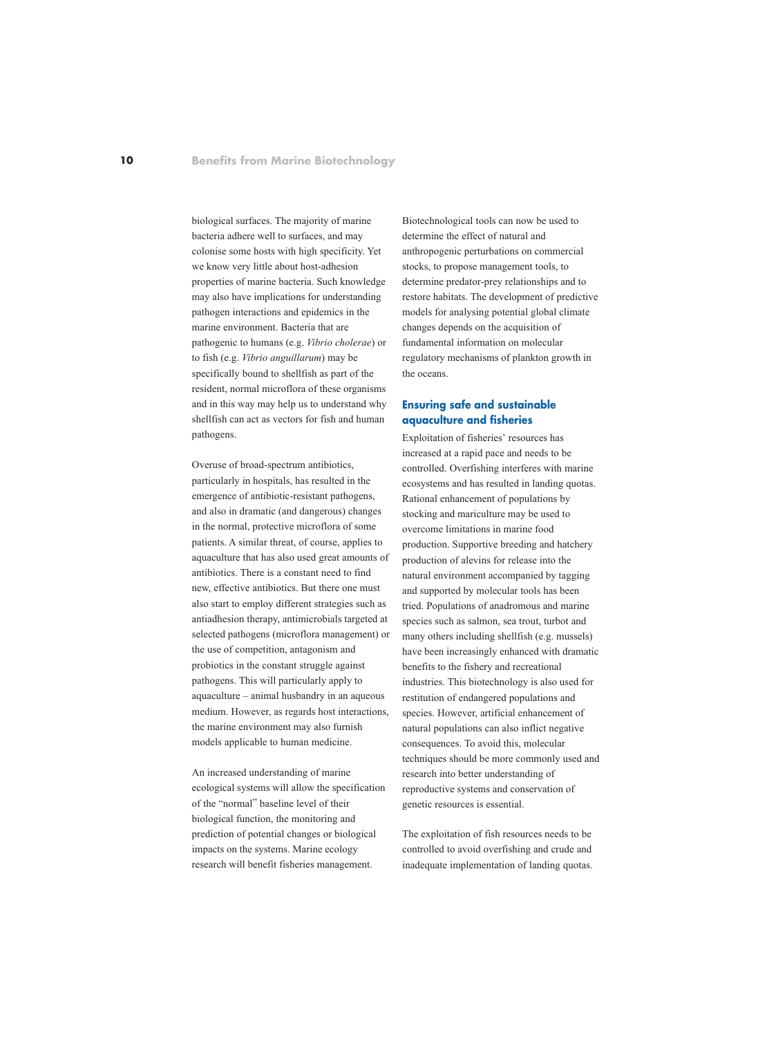biological surfaces. The majority of marine bacteria adhere well to surfaces, and may colonise some hosts with high specificity. Yet we know very little about host-adhesion properties of marine bacteria. Such knowledge may also have implications for understanding pathogen interactions and epidemics in the marine environment. Bacteria that are pathogenic to humans (e.g. *Vibrio cholerae*) or to fish (e.g. *Vibrio anguillarum*) may be specifically bound to shellfish as part of the resident, normal microflora of these organisms and in this way may help us to understand why shellfish can act as vectors for fish and human pathogens.

Overuse of broad-spectrum antibiotics, particularly in hospitals, has resulted in the emergence of antibiotic-resistant pathogens, and also in dramatic (and dangerous) changes in the normal, protective microflora of some patients. A similar threat, of course, applies to aquaculture that has also used great amounts of antibiotics. There is a constant need to find new, effective antibiotics. But there one must also start to employ different strategies such as antiadhesion therapy, antimicrobials targeted at selected pathogens (microflora management) or the use of competition, antagonism and probiotics in the constant struggle against pathogens. This will particularly apply to aquaculture – animal husbandry in an aqueous medium. However, as regards host interactions, the marine environment may also furnish models applicable to human medicine.

An increased understanding of marine ecological systems will allow the specification of the "normal" baseline level of their biological function, the monitoring and prediction of potential changes or biological impacts on the systems. Marine ecology research will benefit fisheries management. Biotechnological tools can now be used to determine the effect of natural and anthropogenic perturbations on commercial stocks, to propose management tools, to determine predator-prey relationships and to restore habitats. The development of predictive models for analysing potential global climate changes depends on the acquisition of fundamental information on molecular regulatory mechanisms of plankton growth in the oceans.

## Ensuring safe and sustainable aquaculture and fisheries

Exploitation of fisheries' resources has increased at a rapid pace and needs to be controlled. Overfishing interferes with marine ecosystems and has resulted in landing quotas. Rational enhancement of populations by stocking and mariculture may be used to overcome limitations in marine food production. Supportive breeding and hatchery production of alevins for release into the natural environment accompanied by tagging and supported by molecular tools has been tried. Populations of anadromous and marine species such as salmon, sea trout, turbot and many others including shellfish (e.g. mussels) have been increasingly enhanced with dramatic benefits to the fishery and recreational industries. This biotechnology is also used for restitution of endangered populations and species. However, artificial enhancement of natural populations can also inflict negative consequences. To avoid this, molecular techniques should be more commonly used and research into better understanding of reproductive systems and conservation of genetic resources is essential.

The exploitation of fish resources needs to be controlled to avoid overfishing and crude and inadequate implementation of landing quotas.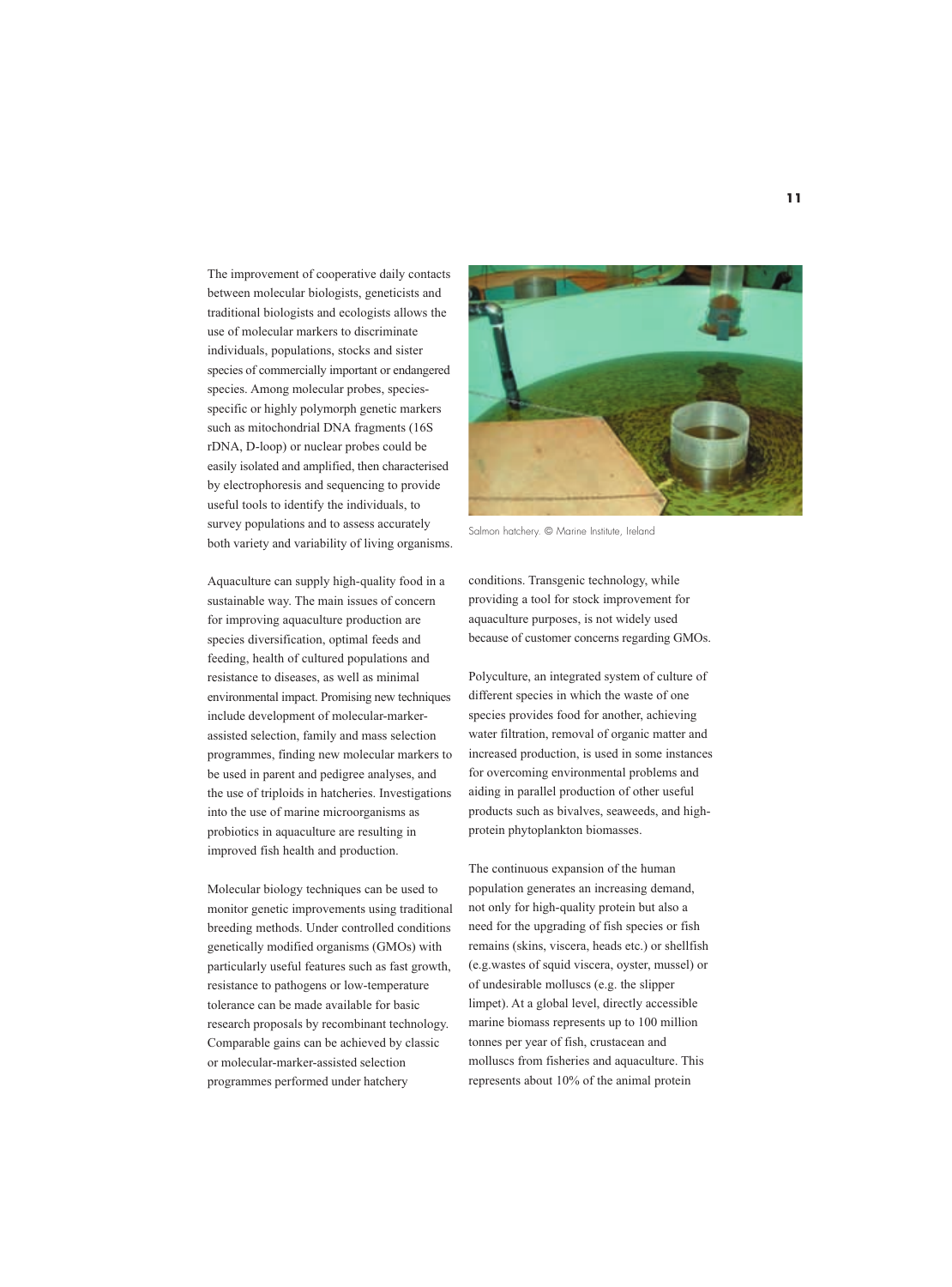The improvement of cooperative daily contacts between molecular biologists, geneticists and traditional biologists and ecologists allows the use of molecular markers to discriminate individuals, populations, stocks and sister species of commercially important or endangered species. Among molecular probes, species-specific or highly polymorph genetic markers such as mitochondrial DNA fragments (16S rDNA, D-loop) or nuclear probes could be easily isolated and amplified, then characterised by electrophoresis and sequencing to provide useful tools to identify the individuals, to survey populations and to assess accurately both variety and variability of living organisms.

Salmon hatchery. © Marine Institute, Ireland

Aquaculture can supply high-quality food in a sustainable way. The main issues of concern for improving aquaculture production are species diversification, optimal feeds and feeding, health of cultured populations and resistance to diseases, as well as minimal environmental impact. Promising new techniques include development of molecular-marker-assisted selection, family and mass selection programmes, finding new molecular markers to be used in parent and pedigree analyses, and the use of triploids in hatcheries. Investigations into the use of marine microorganisms as probiotics in aquaculture are resulting in improved fish health and production.

Molecular biology techniques can be used to monitor genetic improvements using traditional breeding methods. Under controlled conditions genetically modified organisms (GMOs) with particularly useful features such as fast growth, resistance to pathogens or low-temperature tolerance can be made available for basic research proposals by recombinant technology. Comparable gains can be achieved by classic or molecular-marker-assisted selection programmes performed under hatchery conditions. Transgenic technology, while providing a tool for stock improvement for aquaculture purposes, is not widely used because of customer concerns regarding GMOs.

Polyculture, an integrated system of culture of different species in which the waste of one species provides food for another, achieving water filtration, removal of organic matter and increased production, is used in some instances for overcoming environmental problems and aiding in parallel production of other useful products such as bivalves, seaweeds, and high-protein phytoplankton biomasses.

The continuous expansion of the human population generates an increasing demand, not only for high-quality protein but also a need for the upgrading of fish species or fish remains (skins, viscera, heads etc.) or shellfish (e.g.wastes of squid viscera, oyster, mussel) or of undesirable molluscs (e.g. the slipper limpet). At a global level, directly accessible marine biomass represents up to 100 million tonnes per year of fish, crustacean and molluscs from fisheries and aquaculture. This represents about 10% of the animal protein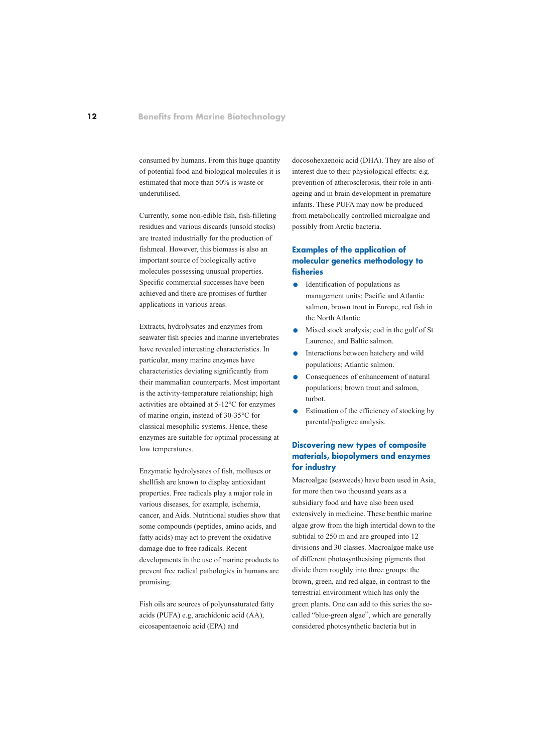consumed by humans. From this huge quantity of potential food and biological molecules it is estimated that more than 50% is waste or underutilised.

Currently, some non-edible fish, fish-filleting residues and various discards (unsold stocks) are treated industrially for the production of fishmeal. However, this biomass is also an important source of biologically active molecules possessing unusual properties. Specific commercial successes have been achieved and there are promises of further applications in various areas.

Extracts, hydrolysates and enzymes from seawater fish species and marine invertebrates have revealed interesting characteristics. In particular, many marine enzymes have characteristics deviating significantly from their mammalian counterparts. Most important is the activity-temperature relationship; high activities are obtained at 5-12°C for enzymes of marine origin, instead of 30-35°C for classical mesophilic systems. Hence, these enzymes are suitable for optimal processing at low temperatures.

Enzymatic hydrolysates of fish, molluscs or shellfish are known to display antioxidant properties. Free radicals play a major role in various diseases, for example, ischemia, cancer, and Aids. Nutritional studies show that some compounds (peptides, amino acids, and fatty acids) may act to prevent the oxidative damage due to free radicals. Recent developments in the use of marine products to prevent free radical pathologies in humans are promising.

Fish oils are sources of polyunsaturated fatty acids (PUFA) e.g, arachidonic acid (AA), eicosapentaenoic acid (EPA) and docosohexaenoic acid (DHA). They are also of interest due to their physiological effects: e.g. prevention of atherosclerosis, their role in anti-ageing and in brain development in premature infants. These PUFA may now be produced from metabolically controlled microalgae and possibly from Arctic bacteria.

### Examples of the application of molecular genetics methodology to fisheries

- Identification of populations as management units; Pacific and Atlantic salmon, brown trout in Europe, red fish in the North Atlantic.
- Mixed stock analysis; cod in the gulf of St Laurence, and Baltic salmon.
- Interactions between hatchery and wild populations; Atlantic salmon.
- Consequences of enhancement of natural populations; brown trout and salmon, turbot.
- Estimation of the efficiency of stocking by parental/pedigree analysis.

### Discovering new types of composite materials, biopolymers and enzymes for industry

Macroalgae (seaweeds) have been used in Asia, for more then two thousand years as a subsidiary food and have also been used extensively in medicine. These benthic marine algae grow from the high intertidal down to the subtidal to 250 m and are grouped into 12 divisions and 30 classes. Macroalgae make use of different photosynthesising pigments that divide them roughly into three groups: the brown, green, and red algae, in contrast to the terrestrial environment which has only the green plants. One can add to this series the so-called "blue-green algae", which are generally considered photosynthetic bacteria but in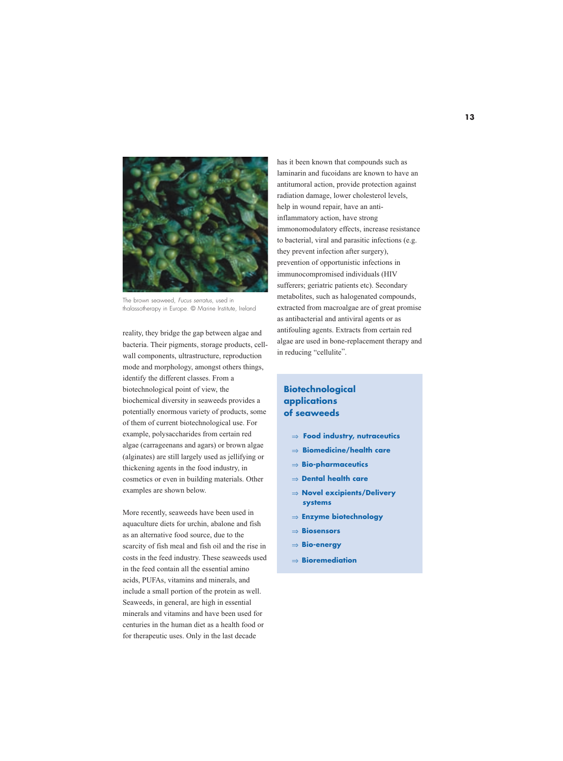The brown seaweed, *Fucus serratus*, used in thalassotherapy in Europe. © Marine Institute, Ireland

reality, they bridge the gap between algae and bacteria. Their pigments, storage products, cell-wall components, ultrastructure, reproduction mode and morphology, amongst others things, identify the different classes. From a biotechnological point of view, the biochemical diversity in seaweeds provides a potentially enormous variety of products, some of them of current biotechnological use. For example, polysaccharides from certain red algae (carrageenans and agars) or brown algae (alginates) are still largely used as jellifying or thickening agents in the food industry, in cosmetics or even in building materials. Other examples are shown below.

More recently, seaweeds have been used in aquaculture diets for urchin, abalone and fish as an alternative food source, due to the scarcity of fish meal and fish oil and the rise in costs in the feed industry. These seaweeds used in the feed contain all the essential amino acids, PUFAs, vitamins and minerals, and include a small portion of the protein as well. Seaweeds, in general, are high in essential minerals and vitamins and have been used for centuries in the human diet as a health food or for therapeutic uses. Only in the last decade has it been known that compounds such as laminarin and fucoidans are known to have an antitumoral action, provide protection against radiation damage, lower cholesterol levels, help in wound repair, have an anti-inflammatory action, have strong immonomodulatory effects, increase resistance to bacterial, viral and parasitic infections (e.g. they prevent infection after surgery), prevention of opportunistic infections in immunocompromised individuals (HIV sufferers; geriatric patients etc). Secondary metabolites, such as halogenated compounds, extracted from macroalgae are of great promise as antibacterial and antiviral agents or as antifouling agents. Extracts from certain red algae are used in bone-replacement therapy and in reducing "cellulite".

## Biotechnological applications of seaweeds

- ⇒ **Food industry, nutraceutics**
- ⇒ **Biomedicine/health care**
- ⇒ **Bio-pharmaceutics**
- ⇒ **Dental health care**
- ⇒ **Novel excipients/Delivery systems**
- ⇒ **Enzyme biotechnology**
- ⇒ **Biosensors**
- ⇒ **Bio-energy**
- ⇒ **Bioremediation**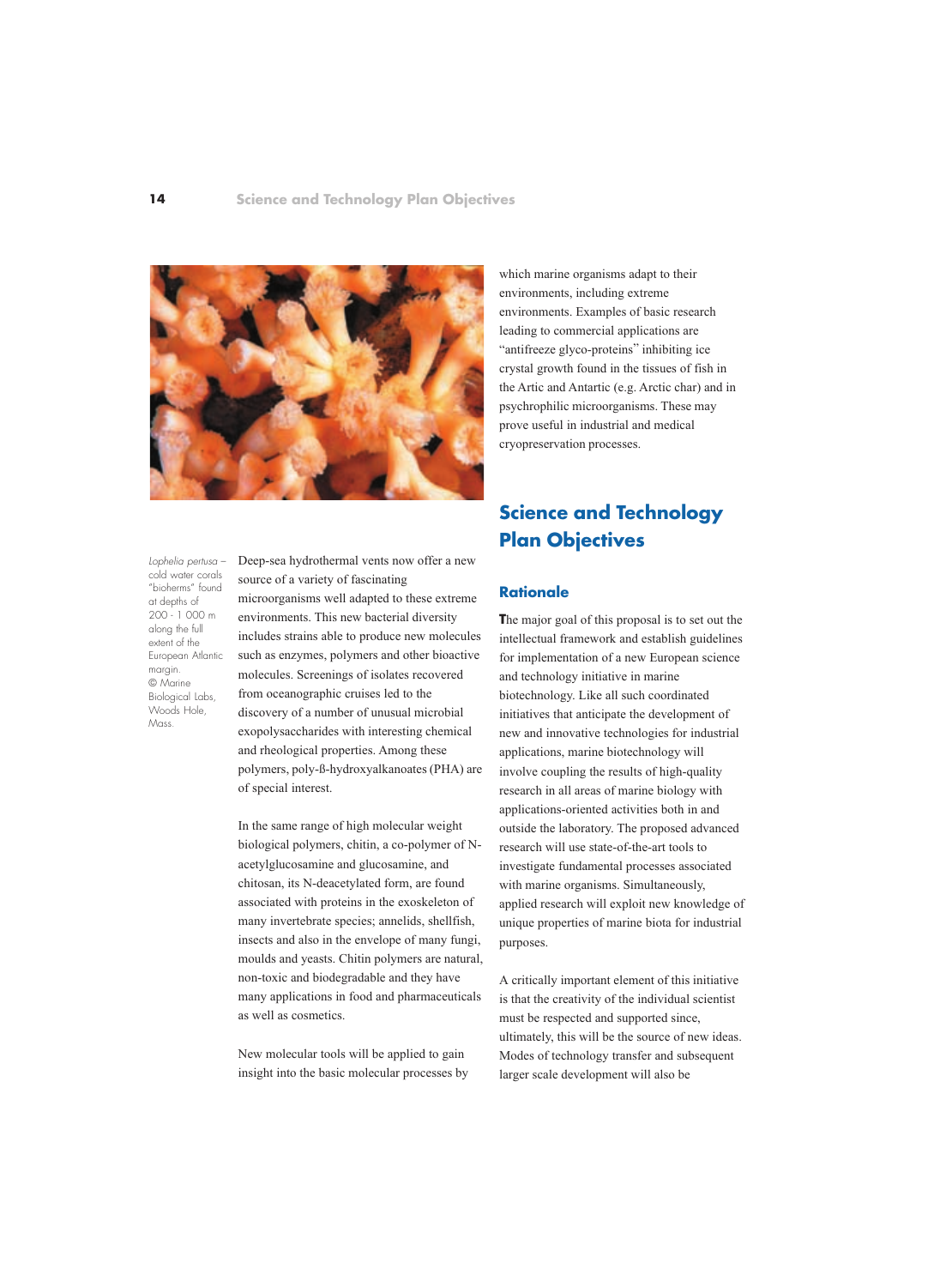*Lophelia pertusa* – cold water corals "bioherms" found at depths of 200 - 1 000 m along the full extent of the European Atlantic margin.
© Marine Biological Labs, Woods Hole, Mass.

Deep-sea hydrothermal vents now offer a new source of a variety of fascinating microorganisms well adapted to these extreme environments. This new bacterial diversity includes strains able to produce new molecules such as enzymes, polymers and other bioactive molecules. Screenings of isolates recovered from oceanographic cruises led to the discovery of a number of unusual microbial exopolysaccharides with interesting chemical and rheological properties. Among these polymers, poly-ß-hydroxyalkanoates (PHA) are of special interest.

In the same range of high molecular weight biological polymers, chitin, a co-polymer of N-acetylglucosamine and glucosamine, and chitosan, its N-deacetylated form, are found associated with proteins in the exoskeleton of many invertebrate species; annelids, shellfish, insects and also in the envelope of many fungi, moulds and yeasts. Chitin polymers are natural, non-toxic and biodegradable and they have many applications in food and pharmaceuticals as well as cosmetics.

New molecular tools will be applied to gain insight into the basic molecular processes by which marine organisms adapt to their environments, including extreme environments. Examples of basic research leading to commercial applications are "antifreeze glyco-proteins" inhibiting ice crystal growth found in the tissues of fish in the Artic and Antartic (e.g. Arctic char) and in psychrophilic microorganisms. These may prove useful in industrial and medical cryopreservation processes.

## Science and Technology Plan Objectives

### Rationale

The major goal of this proposal is to set out the intellectual framework and establish guidelines for implementation of a new European science and technology initiative in marine biotechnology. Like all such coordinated initiatives that anticipate the development of new and innovative technologies for industrial applications, marine biotechnology will involve coupling the results of high-quality research in all areas of marine biology with applications-oriented activities both in and outside the laboratory. The proposed advanced research will use state-of-the-art tools to investigate fundamental processes associated with marine organisms. Simultaneously, applied research will exploit new knowledge of unique properties of marine biota for industrial purposes.

A critically important element of this initiative is that the creativity of the individual scientist must be respected and supported since, ultimately, this will be the source of new ideas. Modes of technology transfer and subsequent larger scale development will also be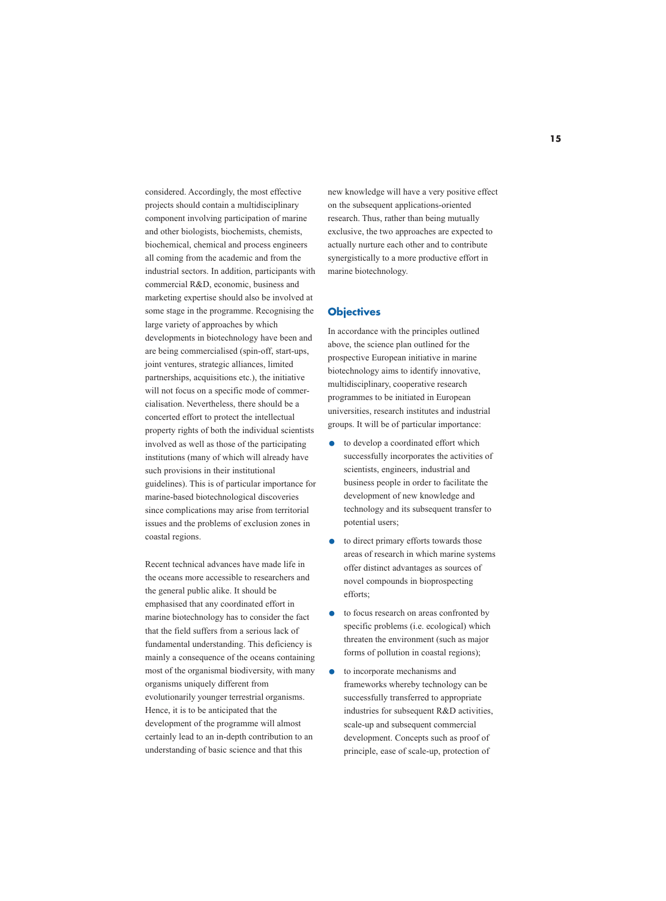considered. Accordingly, the most effective projects should contain a multidisciplinary component involving participation of marine and other biologists, biochemists, chemists, biochemical, chemical and process engineers all coming from the academic and from the industrial sectors. In addition, participants with commercial R&D, economic, business and marketing expertise should also be involved at some stage in the programme. Recognising the large variety of approaches by which developments in biotechnology have been and are being commercialised (spin-off, start-ups, joint ventures, strategic alliances, limited partnerships, acquisitions etc.), the initiative will not focus on a specific mode of commercialisation. Nevertheless, there should be a concerted effort to protect the intellectual property rights of both the individual scientists involved as well as those of the participating institutions (many of which will already have such provisions in their institutional guidelines). This is of particular importance for marine-based biotechnological discoveries since complications may arise from territorial issues and the problems of exclusion zones in coastal regions.

Recent technical advances have made life in the oceans more accessible to researchers and the general public alike. It should be emphasised that any coordinated effort in marine biotechnology has to consider the fact that the field suffers from a serious lack of fundamental understanding. This deficiency is mainly a consequence of the oceans containing most of the organismal biodiversity, with many organisms uniquely different from evolutionarily younger terrestrial organisms. Hence, it is to be anticipated that the development of the programme will almost certainly lead to an in-depth contribution to an understanding of basic science and that this new knowledge will have a very positive effect on the subsequent applications-oriented research. Thus, rather than being mutually exclusive, the two approaches are expected to actually nurture each other and to contribute synergistically to a more productive effort in marine biotechnology.

## Objectives

In accordance with the principles outlined above, the science plan outlined for the prospective European initiative in marine biotechnology aims to identify innovative, multidisciplinary, cooperative research programmes to be initiated in European universities, research institutes and industrial groups. It will be of particular importance:

- to develop a coordinated effort which successfully incorporates the activities of scientists, engineers, industrial and business people in order to facilitate the development of new knowledge and technology and its subsequent transfer to potential users;
- to direct primary efforts towards those areas of research in which marine systems offer distinct advantages as sources of novel compounds in bioprospecting efforts;
- to focus research on areas confronted by specific problems (i.e. ecological) which threaten the environment (such as major forms of pollution in coastal regions);
- to incorporate mechanisms and frameworks whereby technology can be successfully transferred to appropriate industries for subsequent R&D activities, scale-up and subsequent commercial development. Concepts such as proof of principle, ease of scale-up, protection of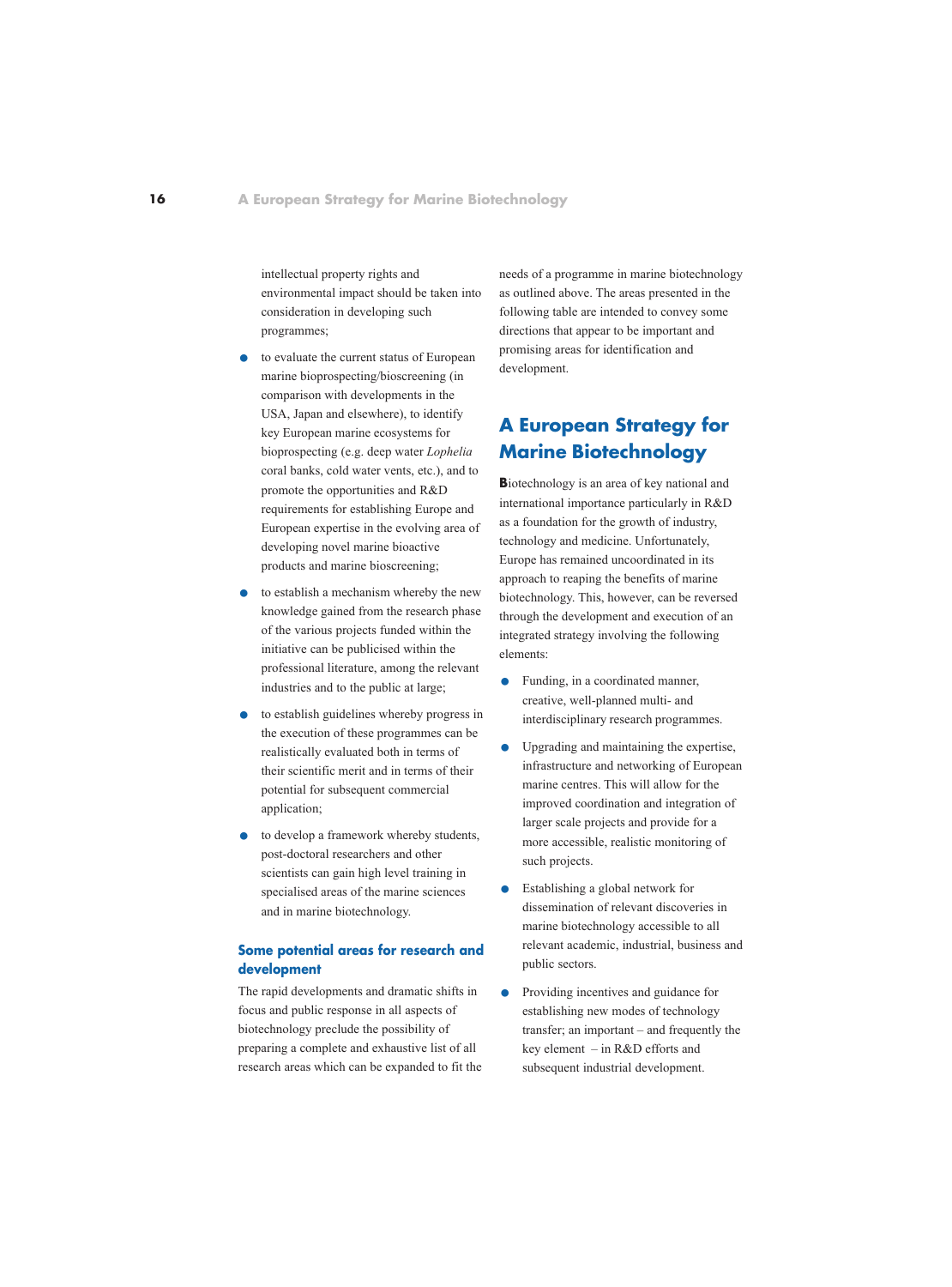intellectual property rights and environmental impact should be taken into consideration in developing such programmes;

- to evaluate the current status of European marine bioprospecting/bioscreening (in comparison with developments in the USA, Japan and elsewhere), to identify key European marine ecosystems for bioprospecting (e.g. deep water *Lophelia* coral banks, cold water vents, etc.), and to promote the opportunities and R&D requirements for establishing Europe and European expertise in the evolving area of developing novel marine bioactive products and marine bioscreening;
- to establish a mechanism whereby the new knowledge gained from the research phase of the various projects funded within the initiative can be publicised within the professional literature, among the relevant industries and to the public at large;
- to establish guidelines whereby progress in the execution of these programmes can be realistically evaluated both in terms of their scientific merit and in terms of their potential for subsequent commercial application;
- to develop a framework whereby students, post-doctoral researchers and other scientists can gain high level training in specialised areas of the marine sciences and in marine biotechnology.

### Some potential areas for research and development

The rapid developments and dramatic shifts in focus and public response in all aspects of biotechnology preclude the possibility of preparing a complete and exhaustive list of all research areas which can be expanded to fit the needs of a programme in marine biotechnology as outlined above. The areas presented in the following table are intended to convey some directions that appear to be important and promising areas for identification and development.

## A European Strategy for Marine Biotechnology

**B**iotechnology is an area of key national and international importance particularly in R&D as a foundation for the growth of industry, technology and medicine. Unfortunately, Europe has remained uncoordinated in its approach to reaping the benefits of marine biotechnology. This, however, can be reversed through the development and execution of an integrated strategy involving the following elements:

- Funding, in a coordinated manner, creative, well-planned multi- and interdisciplinary research programmes.
- Upgrading and maintaining the expertise, infrastructure and networking of European marine centres. This will allow for the improved coordination and integration of larger scale projects and provide for a more accessible, realistic monitoring of such projects.
- Establishing a global network for dissemination of relevant discoveries in marine biotechnology accessible to all relevant academic, industrial, business and public sectors.
- Providing incentives and guidance for establishing new modes of technology transfer; an important – and frequently the key element – in R&D efforts and subsequent industrial development.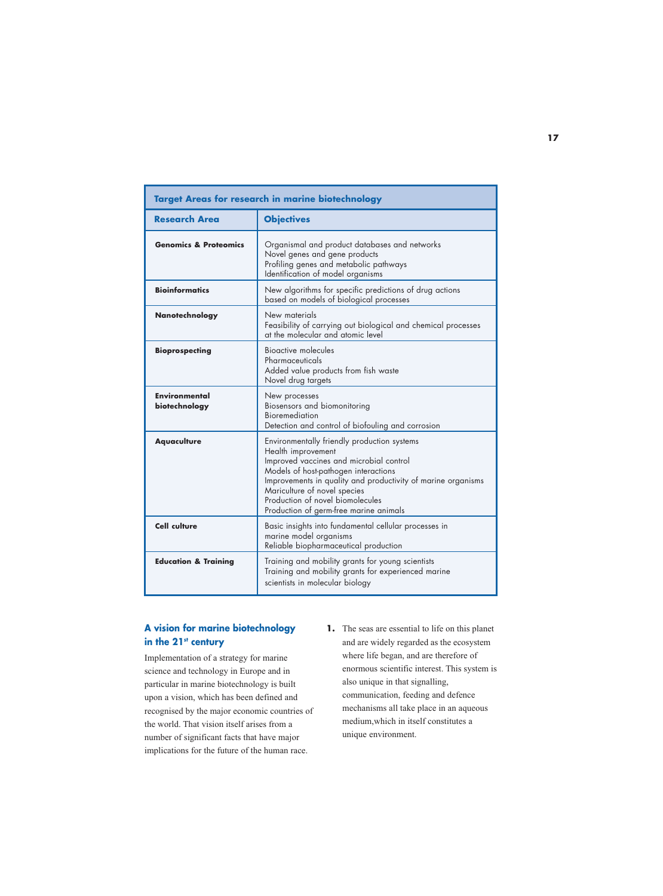| Target Areas for research in marine biotechnology | |
|---|---|
| **Research Area** | **Objectives** |
| **Genomics & Proteomics** | Organismal and product databases and networks<br>Novel genes and gene products<br>Profiling genes and metabolic pathways<br>Identification of model organisms |
| **Bioinformatics** | New algorithms for specific predictions of drug actions based on models of biological processes |
| **Nanotechnology** | New materials<br>Feasibility of carrying out biological and chemical processes at the molecular and atomic level |
| **Bioprospecting** | Bioactive molecules<br>Pharmaceuticals<br>Added value products from fish waste<br>Novel drug targets |
| **Environmental biotechnology** | New processes<br>Biosensors and biomonitoring<br>Bioremediation<br>Detection and control of biofouling and corrosion |
| **Aquaculture** | Environmentally friendly production systems<br>Health improvement<br>Improved vaccines and microbial control<br>Models of host-pathogen interactions<br>Improvements in quality and productivity of marine organisms<br>Mariculture of novel species<br>Production of novel biomolecules<br>Production of germ-free marine animals |
| **Cell culture** | Basic insights into fundamental cellular processes in marine model organisms<br>Reliable biopharmaceutical production |
| **Education & Training** | Training and mobility grants for young scientists<br>Training and mobility grants for experienced marine scientists in molecular biology |

## A vision for marine biotechnology in the 21st century

Implementation of a strategy for marine science and technology in Europe and in particular in marine biotechnology is built upon a vision, which has been defined and recognised by the major economic countries of the world. That vision itself arises from a number of significant facts that have major implications for the future of the human race.

1. The seas are essential to life on this planet and are widely regarded as the ecosystem where life began, and are therefore of enormous scientific interest. This system is also unique in that signalling, communication, feeding and defence mechanisms all take place in an aqueous medium, which in itself constitutes a unique environment.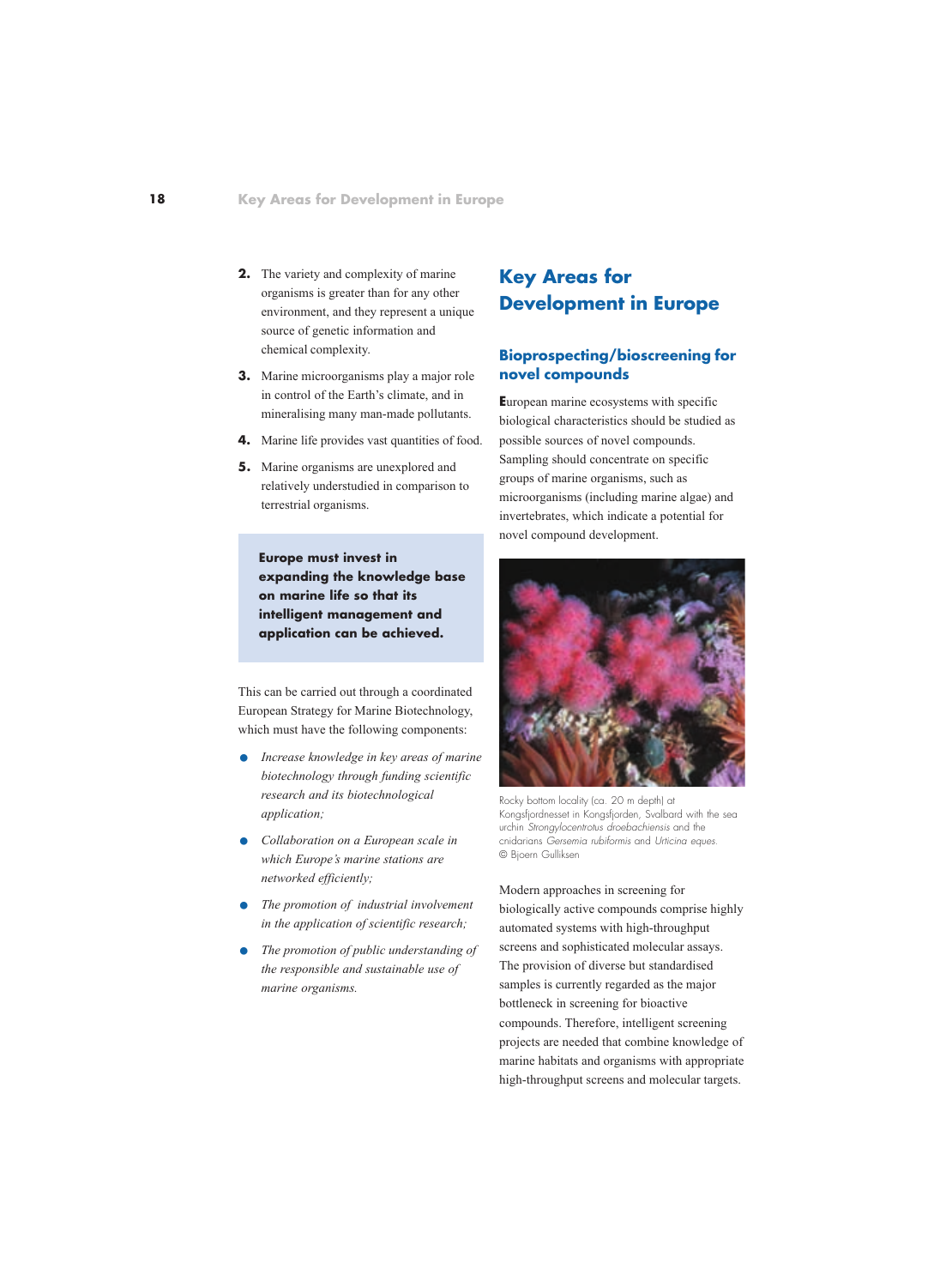2. The variety and complexity of marine organisms is greater than for any other environment, and they represent a unique source of genetic information and chemical complexity.
3. Marine microorganisms play a major role in control of the Earth's climate, and in mineralising many man-made pollutants.
4. Marine life provides vast quantities of food.
5. Marine organisms are unexplored and relatively understudied in comparison to terrestrial organisms.

**Europe must invest in expanding the knowledge base on marine life so that its intelligent management and application can be achieved.**

This can be carried out through a coordinated European Strategy for Marine Biotechnology, which must have the following components:

- *Increase knowledge in key areas of marine biotechnology through funding scientific research and its biotechnological application;*
- *Collaboration on a European scale in which Europe's marine stations are networked efficiently;*
- *The promotion of industrial involvement in the application of scientific research;*
- *The promotion of public understanding of the responsible and sustainable use of marine organisms.*

# Key Areas for Development in Europe

## Bioprospecting/bioscreening for novel compounds

European marine ecosystems with specific biological characteristics should be studied as possible sources of novel compounds. Sampling should concentrate on specific groups of marine organisms, such as microorganisms (including marine algae) and invertebrates, which indicate a potential for novel compound development.

Rocky bottom locality (ca. 20 m depth) at Kongsfjordnesset in Kongsfjorden, Svalbard with the sea urchin *Strongylocentrotus droebachiensis* and the cnidarians *Gersemia rubiformis* and *Urticina eques*. © Bjoern Gulliksen

Modern approaches in screening for biologically active compounds comprise highly automated systems with high-throughput screens and sophisticated molecular assays. The provision of diverse but standardised samples is currently regarded as the major bottleneck in screening for bioactive compounds. Therefore, intelligent screening projects are needed that combine knowledge of marine habitats and organisms with appropriate high-throughput screens and molecular targets.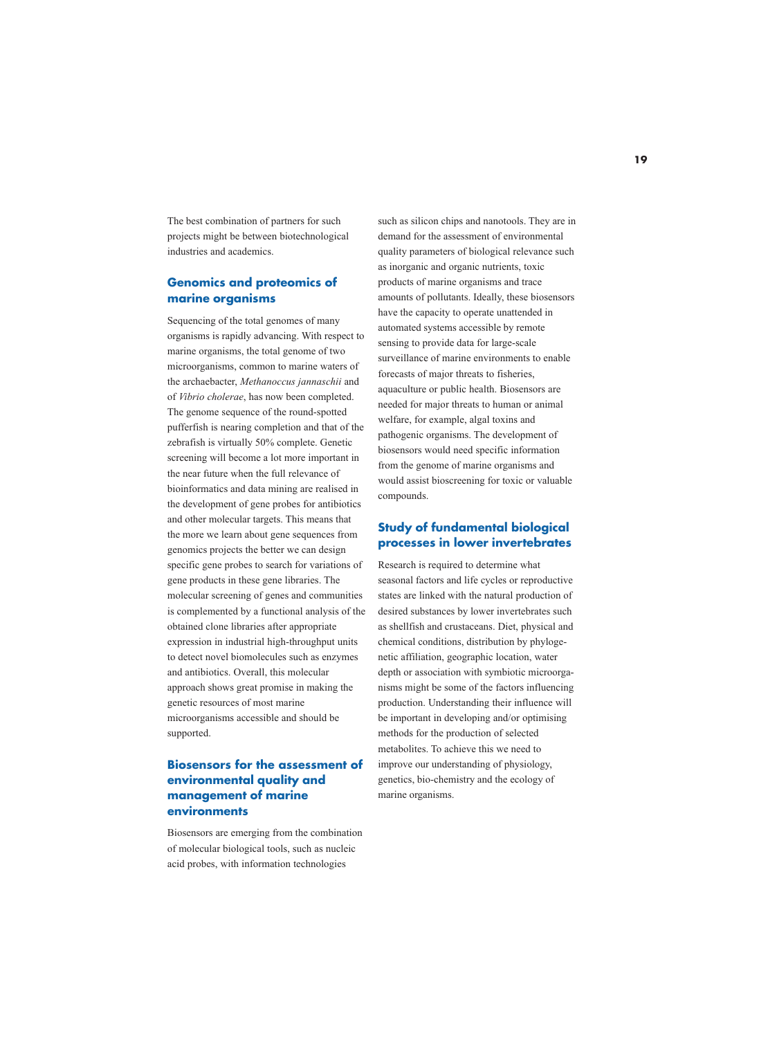The best combination of partners for such projects might be between biotechnological industries and academics.

## Genomics and proteomics of marine organisms

Sequencing of the total genomes of many organisms is rapidly advancing. With respect to marine organisms, the total genome of two microorganisms, common to marine waters of the archaebacter, *Methanoccus jannaschii* and of *Vibrio cholerae*, has now been completed. The genome sequence of the round-spotted pufferfish is nearing completion and that of the zebrafish is virtually 50% complete. Genetic screening will become a lot more important in the near future when the full relevance of bioinformatics and data mining are realised in the development of gene probes for antibiotics and other molecular targets. This means that the more we learn about gene sequences from genomics projects the better we can design specific gene probes to search for variations of gene products in these gene libraries. The molecular screening of genes and communities is complemented by a functional analysis of the obtained clone libraries after appropriate expression in industrial high-throughput units to detect novel biomolecules such as enzymes and antibiotics. Overall, this molecular approach shows great promise in making the genetic resources of most marine microorganisms accessible and should be supported.

## Biosensors for the assessment of environmental quality and management of marine environments

Biosensors are emerging from the combination of molecular biological tools, such as nucleic acid probes, with information technologies such as silicon chips and nanotools. They are in demand for the assessment of environmental quality parameters of biological relevance such as inorganic and organic nutrients, toxic products of marine organisms and trace amounts of pollutants. Ideally, these biosensors have the capacity to operate unattended in automated systems accessible by remote sensing to provide data for large-scale surveillance of marine environments to enable forecasts of major threats to fisheries, aquaculture or public health. Biosensors are needed for major threats to human or animal welfare, for example, algal toxins and pathogenic organisms. The development of biosensors would need specific information from the genome of marine organisms and would assist bioscreening for toxic or valuable compounds.

## Study of fundamental biological processes in lower invertebrates

Research is required to determine what seasonal factors and life cycles or reproductive states are linked with the natural production of desired substances by lower invertebrates such as shellfish and crustaceans. Diet, physical and chemical conditions, distribution by phylogenetic affiliation, geographic location, water depth or association with symbiotic microorganisms might be some of the factors influencing production. Understanding their influence will be important in developing and/or optimising methods for the production of selected metabolites. To achieve this we need to improve our understanding of physiology, genetics, bio-chemistry and the ecology of marine organisms.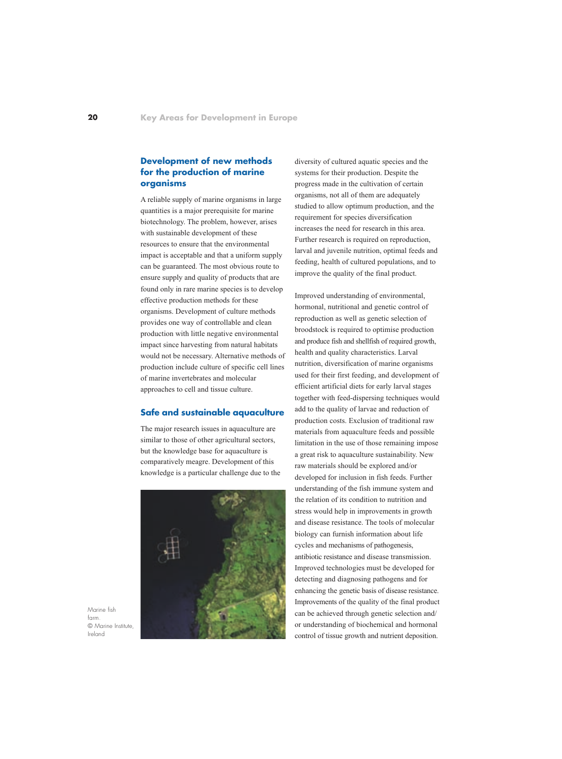## Development of new methods for the production of marine organisms

A reliable supply of marine organisms in large quantities is a major prerequisite for marine biotechnology. The problem, however, arises with sustainable development of these resources to ensure that the environmental impact is acceptable and that a uniform supply can be guaranteed. The most obvious route to ensure supply and quality of products that are found only in rare marine species is to develop effective production methods for these organisms. Development of culture methods provides one way of controllable and clean production with little negative environmental impact since harvesting from natural habitats would not be necessary. Alternative methods of production include culture of specific cell lines of marine invertebrates and molecular approaches to cell and tissue culture.

## Safe and sustainable aquaculture

The major research issues in aquaculture are similar to those of other agricultural sectors, but the knowledge base for aquaculture is comparatively meagre. Development of this knowledge is a particular challenge due to the diversity of cultured aquatic species and the systems for their production. Despite the progress made in the cultivation of certain organisms, not all of them are adequately studied to allow optimum production, and the requirement for species diversification increases the need for research in this area. Further research is required on reproduction, larval and juvenile nutrition, optimal feeds and feeding, health of cultured populations, and to improve the quality of the final product.

Improved understanding of environmental, hormonal, nutritional and genetic control of reproduction as well as genetic selection of broodstock is required to optimise production and produce fish and shellfish of required growth, health and quality characteristics. Larval nutrition, diversification of marine organisms used for their first feeding, and development of efficient artificial diets for early larval stages together with feed-dispersing techniques would add to the quality of larvae and reduction of production costs. Exclusion of traditional raw materials from aquaculture feeds and possible limitation in the use of those remaining impose a great risk to aquaculture sustainability. New raw materials should be explored and/or developed for inclusion in fish feeds. Further understanding of the fish immune system and the relation of its condition to nutrition and stress would help in improvements in growth and disease resistance. The tools of molecular biology can furnish information about life cycles and mechanisms of pathogenesis, antibiotic resistance and disease transmission. Improved technologies must be developed for detecting and diagnosing pathogens and for enhancing the genetic basis of disease resistance. Improvements of the quality of the final product can be achieved through genetic selection and/or understanding of biochemical and hormonal control of tissue growth and nutrient deposition.

Marine fish farm. © Marine Institute, Ireland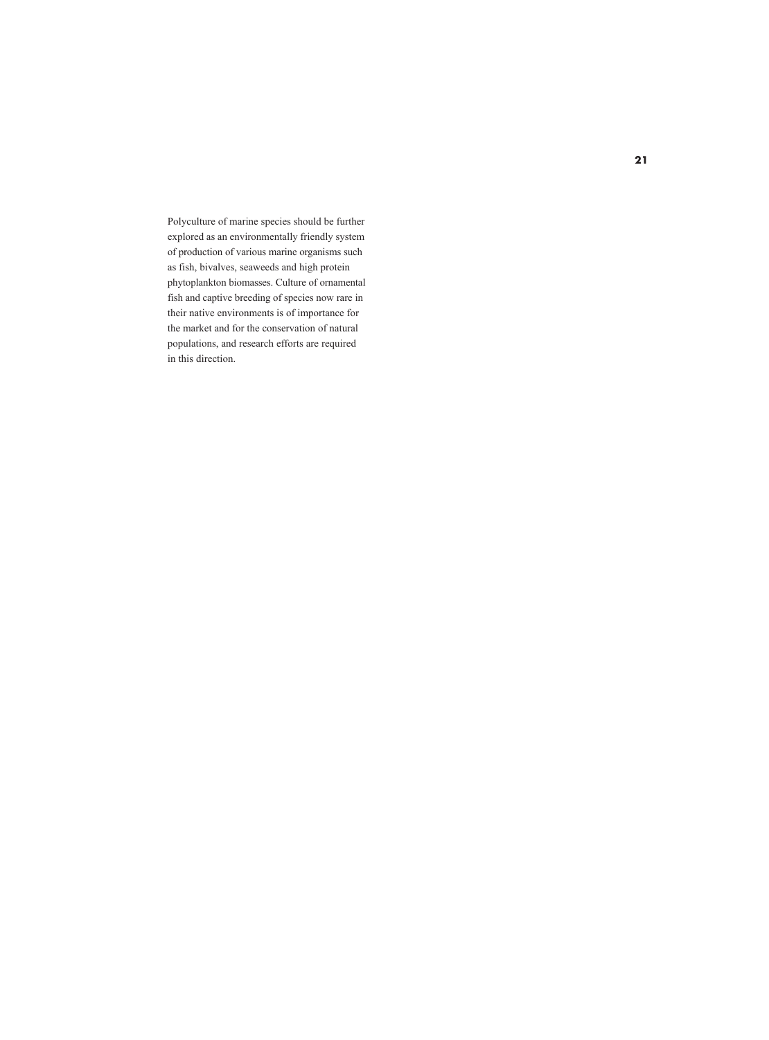Polyculture of marine species should be further explored as an environmentally friendly system of production of various marine organisms such as fish, bivalves, seaweeds and high protein phytoplankton biomasses. Culture of ornamental fish and captive breeding of species now rare in their native environments is of importance for the market and for the conservation of natural populations, and research efforts are required in this direction.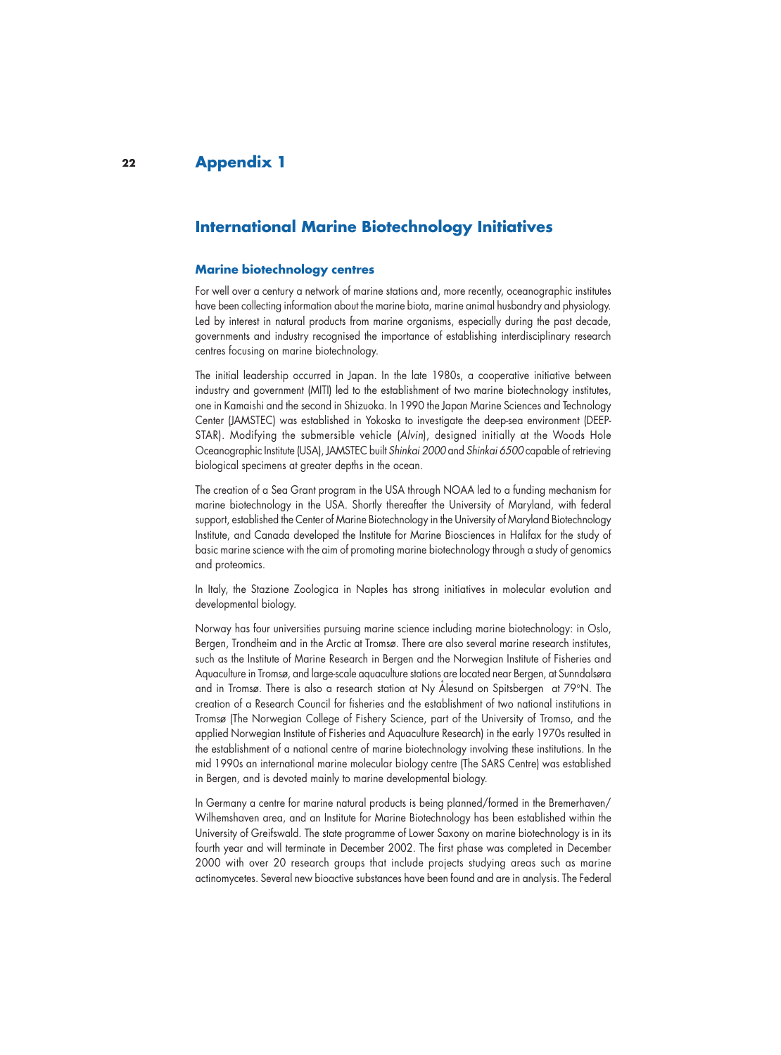# Appendix 1

## International Marine Biotechnology Initiatives

### Marine biotechnology centres

For well over a century a network of marine stations and, more recently, oceanographic institutes have been collecting information about the marine biota, marine animal husbandry and physiology. Led by interest in natural products from marine organisms, especially during the past decade, governments and industry recognised the importance of establishing interdisciplinary research centres focusing on marine biotechnology.

The initial leadership occurred in Japan. In the late 1980s, a cooperative initiative between industry and government (MITI) led to the establishment of two marine biotechnology institutes, one in Kamaishi and the second in Shizuoka. In 1990 the Japan Marine Sciences and Technology Center (JAMSTEC) was established in Yokoska to investigate the deep-sea environment (DEEP-STAR). Modifying the submersible vehicle (*Alvin*), designed initially at the Woods Hole Oceanographic Institute (USA), JAMSTEC built *Shinkai 2000* and *Shinkai 6500* capable of retrieving biological specimens at greater depths in the ocean.

The creation of a Sea Grant program in the USA through NOAA led to a funding mechanism for marine biotechnology in the USA. Shortly thereafter the University of Maryland, with federal support, established the Center of Marine Biotechnology in the University of Maryland Biotechnology Institute, and Canada developed the Institute for Marine Biosciences in Halifax for the study of basic marine science with the aim of promoting marine biotechnology through a study of genomics and proteomics.

In Italy, the Stazione Zoologica in Naples has strong initiatives in molecular evolution and developmental biology.

Norway has four universities pursuing marine science including marine biotechnology: in Oslo, Bergen, Trondheim and in the Arctic at Tromsø. There are also several marine research institutes, such as the Institute of Marine Research in Bergen and the Norwegian Institute of Fisheries and Aquaculture in Tromsø, and large-scale aquaculture stations are located near Bergen, at Sunndalsøra and in Tromsø. There is also a research station at Ny Ålesund on Spitsbergen at 79°N. The creation of a Research Council for fisheries and the establishment of two national institutions in Tromsø (The Norwegian College of Fishery Science, part of the University of Tromso, and the applied Norwegian Institute of Fisheries and Aquaculture Research) in the early 1970s resulted in the establishment of a national centre of marine biotechnology involving these institutions. In the mid 1990s an international marine molecular biology centre (The SARS Centre) was established in Bergen, and is devoted mainly to marine developmental biology.

In Germany a centre for marine natural products is being planned/formed in the Bremerhaven/Wilhemshaven area, and an Institute for Marine Biotechnology has been established within the University of Greifswald. The state programme of Lower Saxony on marine biotechnology is in its fourth year and will terminate in December 2002. The first phase was completed in December 2000 with over 20 research groups that include projects studying areas such as marine actinomycetes. Several new bioactive substances have been found and are in analysis. The Federal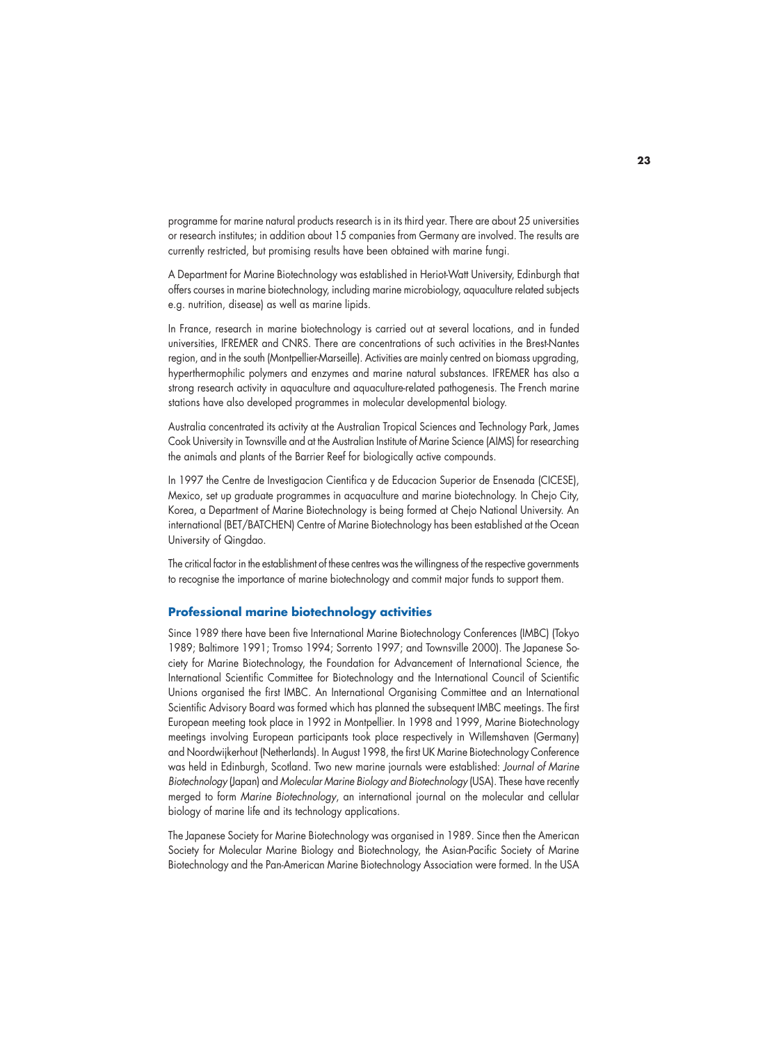programme for marine natural products research is in its third year. There are about 25 universities or research institutes; in addition about 15 companies from Germany are involved. The results are currently restricted, but promising results have been obtained with marine fungi.

A Department for Marine Biotechnology was established in Heriot-Watt University, Edinburgh that offers courses in marine biotechnology, including marine microbiology, aquaculture related subjects e.g. nutrition, disease) as well as marine lipids.

In France, research in marine biotechnology is carried out at several locations, and in funded universities, IFREMER and CNRS. There are concentrations of such activities in the Brest-Nantes region, and in the south (Montpellier-Marseille). Activities are mainly centred on biomass upgrading, hyperthermophilic polymers and enzymes and marine natural substances. IFREMER has also a strong research activity in aquaculture and aquaculture-related pathogenesis. The French marine stations have also developed programmes in molecular developmental biology.

Australia concentrated its activity at the Australian Tropical Sciences and Technology Park, James Cook University in Townsville and at the Australian Institute of Marine Science (AIMS) for researching the animals and plants of the Barrier Reef for biologically active compounds.

In 1997 the Centre de Investigacion Cientifica y de Educacion Superior de Ensenada (CICESE), Mexico, set up graduate programmes in acquaculture and marine biotechnology. In Chejo City, Korea, a Department of Marine Biotechnology is being formed at Chejo National University. An international (BET/BATCHEN) Centre of Marine Biotechnology has been established at the Ocean University of Qingdao.

The critical factor in the establishment of these centres was the willingness of the respective governments to recognise the importance of marine biotechnology and commit major funds to support them.

## Professional marine biotechnology activities

Since 1989 there have been five International Marine Biotechnology Conferences (IMBC) (Tokyo 1989; Baltimore 1991; Tromso 1994; Sorrento 1997; and Townsville 2000). The Japanese Society for Marine Biotechnology, the Foundation for Advancement of International Science, the International Scientific Committee for Biotechnology and the International Council of Scientific Unions organised the first IMBC. An International Organising Committee and an International Scientific Advisory Board was formed which has planned the subsequent IMBC meetings. The first European meeting took place in 1992 in Montpellier. In 1998 and 1999, Marine Biotechnology meetings involving European participants took place respectively in Willemshaven (Germany) and Noordwijkerhout (Netherlands). In August 1998, the first UK Marine Biotechnology Conference was held in Edinburgh, Scotland. Two new marine journals were established: *Journal of Marine Biotechnology* (Japan) and *Molecular Marine Biology and Biotechnology* (USA). These have recently merged to form *Marine Biotechnology*, an international journal on the molecular and cellular biology of marine life and its technology applications.

The Japanese Society for Marine Biotechnology was organised in 1989. Since then the American Society for Molecular Marine Biology and Biotechnology, the Asian-Pacific Society of Marine Biotechnology and the Pan-American Marine Biotechnology Association were formed. In the USA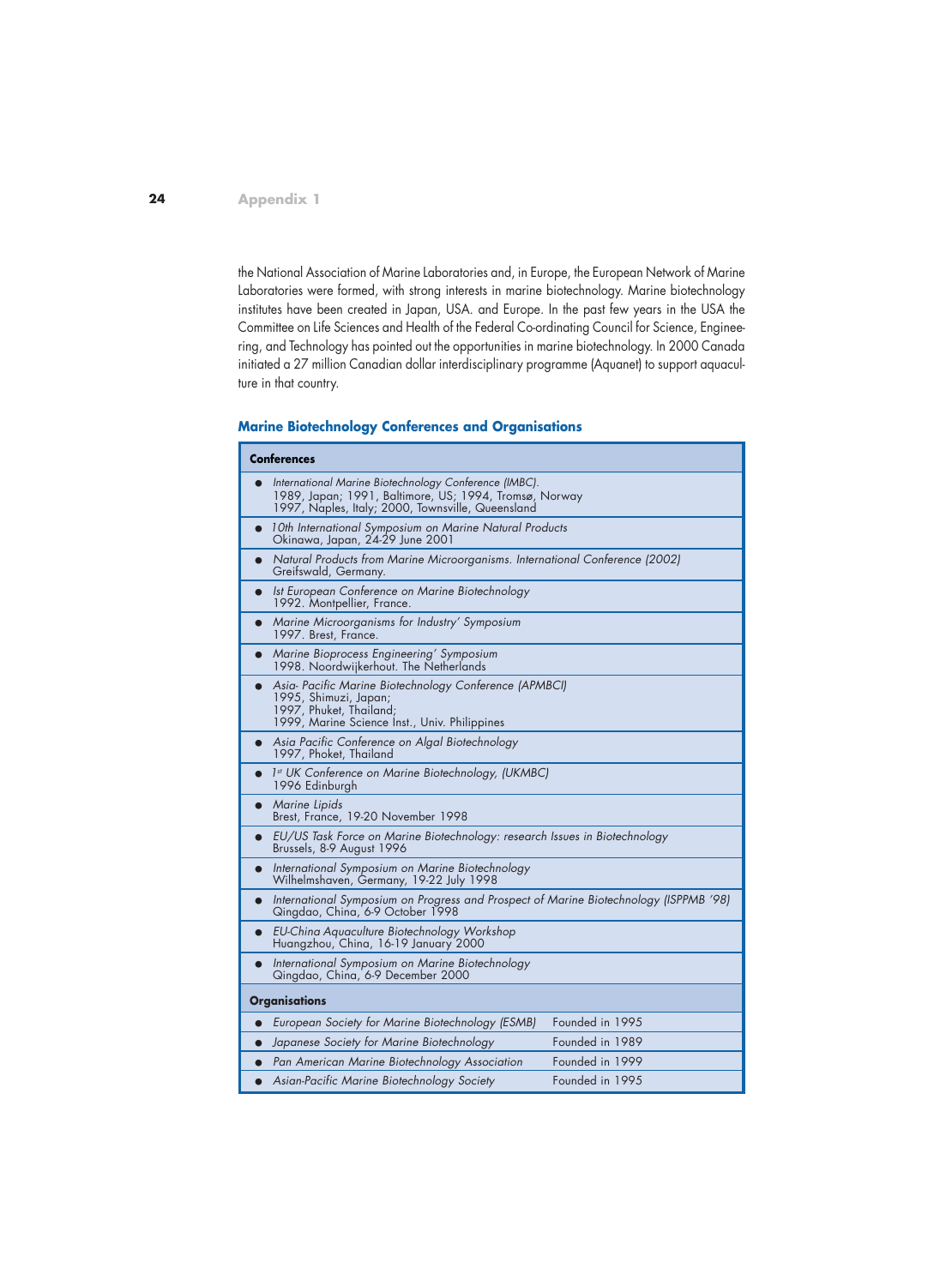the National Association of Marine Laboratories and, in Europe, the European Network of Marine Laboratories were formed, with strong interests in marine biotechnology. Marine biotechnology institutes have been created in Japan, USA. and Europe. In the past few years in the USA the Committee on Life Sciences and Health of the Federal Co-ordinating Council for Science, Engineering, and Technology has pointed out the opportunities in marine biotechnology. In 2000 Canada initiated a 27 million Canadian dollar interdisciplinary programme (Aquanet) to support aquaculture in that country.

### Marine Biotechnology Conferences and Organisations

| **Conferences** | |
|---|---|
| ● *International Marine Biotechnology Conference (IMBC).* 1989, Japan; 1991, Baltimore, US; 1994, Tromsø, Norway 1997, Naples, Italy; 2000, Townsville, Queensland | |
| ● *10th International Symposium on Marine Natural Products* Okinawa, Japan, 24-29 June 2001 | |
| ● *Natural Products from Marine Microorganisms. International Conference (2002)* Greifswald, Germany. | |
| ● *Ist European Conference on Marine Biotechnology* 1992. Montpellier, France. | |
| ● *Marine Microorganisms for Industry' Symposium* 1997. Brest, France. | |
| ● *Marine Bioprocess Engineering' Symposium* 1998. Noordwijkerhout. The Netherlands | |
| ● *Asia- Pacific Marine Biotechnology Conference (APMBCI)* 1995, Shimuzi, Japan; 1997, Phuket, Thailand; 1999, Marine Science Inst., Univ. Philippines | |
| ● *Asia Pacific Conference on Algal Biotechnology* 1997, Phoket, Thailand | |
| ● *1st UK Conference on Marine Biotechnology, (UKMBC)* 1996 Edinburgh | |
| ● *Marine Lipids* Brest, France, 19-20 November 1998 | |
| ● *EU/US Task Force on Marine Biotechnology: research Issues in Biotechnology* Brussels, 8-9 August 1996 | |
| ● *International Symposium on Marine Biotechnology* Wilhelmshaven, Germany, 19-22 July 1998 | |
| ● *International Symposium on Progress and Prospect of Marine Biotechnology (ISPPMB '98)* Qingdao, China, 6-9 October 1998 | |
| ● *EU-China Aquaculture Biotechnology Workshop* Huangzhou, China, 16-19 January 2000 | |
| ● *International Symposium on Marine Biotechnology* Qingdao, China, 6-9 December 2000 | |
| **Organisations** | |
| ● *European Society for Marine Biotechnology (ESMB)* | Founded in 1995 |
| ● *Japanese Society for Marine Biotechnology* | Founded in 1989 |
| ● *Pan American Marine Biotechnology Association* | Founded in 1999 |
| ● *Asian-Pacific Marine Biotechnology Society* | Founded in 1995 |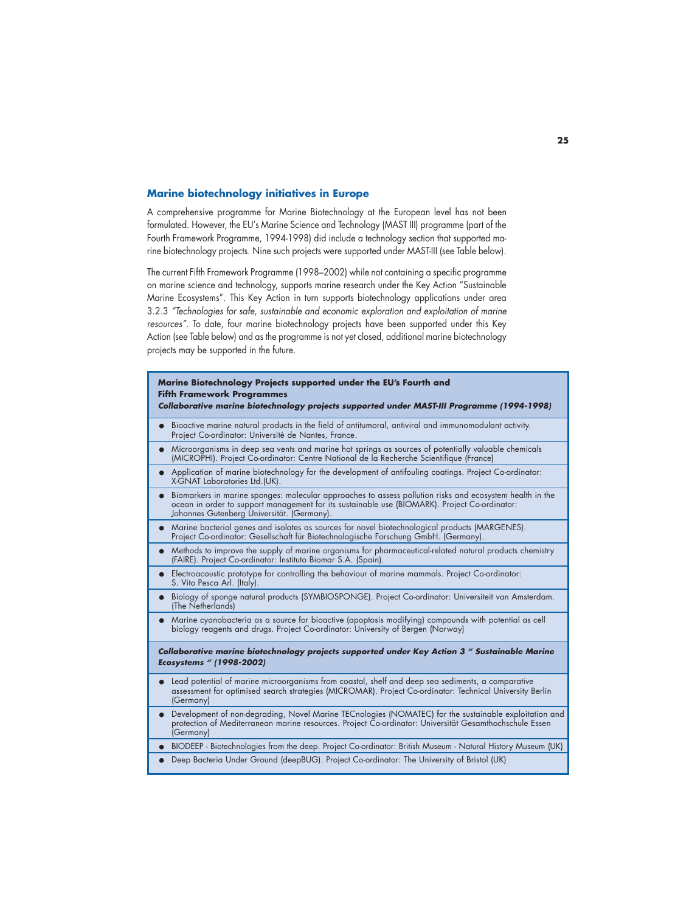## Marine biotechnology initiatives in Europe

A comprehensive programme for Marine Biotechnology at the European level has not been formulated. However, the EU's Marine Science and Technology (MAST III) programme (part of the Fourth Framework Programme, 1994-1998) did include a technology section that supported marine biotechnology projects. Nine such projects were supported under MAST-III (see Table below).

The current Fifth Framework Programme (1998–2002) while not containing a specific programme on marine science and technology, supports marine research under the Key Action "Sustainable Marine Ecosystems". This Key Action in turn supports biotechnology applications under area 3.2.3 *"Technologies for safe, sustainable and economic exploration and exploitation of marine resources"*. To date, four marine biotechnology projects have been supported under this Key Action (see Table below) and as the programme is not yet closed, additional marine biotechnology projects may be supported in the future.

**Marine Biotechnology Projects supported under the EU's Fourth and Fifth Framework Programmes**

***Collaborative marine biotechnology projects supported under MAST-III Programme (1994-1998)***

- Bioactive marine natural products in the field of antitumoral, antiviral and immunomodulant activity. Project Co-ordinator: Université de Nantes, France.
- Microorganisms in deep sea vents and marine hot springs as sources of potentially valuable chemicals (MICROPHI). Project Co-ordinator: Centre National de la Recherche Scientifique (France)
- Application of marine biotechnology for the development of antifouling coatings. Project Co-ordinator: X-GNAT Laboratories Ltd.(UK).
- Biomarkers in marine sponges: molecular approaches to assess pollution risks and ecosystem health in the ocean in order to support management for its sustainable use (BIOMARK). Project Co-ordinator: Johannes Gutenberg Universität. (Germany).
- Marine bacterial genes and isolates as sources for novel biotechnological products (MARGENES). Project Co-ordinator: Gesellschaft für Biotechnologische Forschung GmbH. (Germany).
- Methods to improve the supply of marine organisms for pharmaceutical-related natural products chemistry (FAIRE). Project Co-ordinator: Instituto Biomar S.A. (Spain).
- Electroacoustic prototype for controlling the behaviour of marine mammals. Project Co-ordinator: S. Vito Pesca Arl. (Italy).
- Biology of sponge natural products (SYMBIOSPONGE). Project Co-ordinator: Universiteit van Amsterdam. (The Netherlands)
- Marine cyanobacteria as a source for bioactive (apoptosis modifying) compounds with potential as cell biology reagents and drugs. Project Co-ordinator: University of Bergen (Norway)

***Collaborative marine biotechnology projects supported under Key Action 3 " Sustainable Marine Ecosystems " (1998-2002)***

- Lead potential of marine microorganisms from coastal, shelf and deep sea sediments, a comparative assessment for optimised search strategies (MICROMAR). Project Co-ordinator: Technical University Berlin (Germany)
- Development of non-degrading, Novel Marine TECnologies (NOMATEC) for the sustainable exploitation and protection of Mediterranean marine resources. Project Co-ordinator: Universität Gesamthochschule Essen (Germany)
- BIODEEP - Biotechnologies from the deep. Project Co-ordinator: British Museum - Natural History Museum (UK)
- Deep Bacteria Under Ground (deepBUG). Project Co-ordinator: The University of Bristol (UK)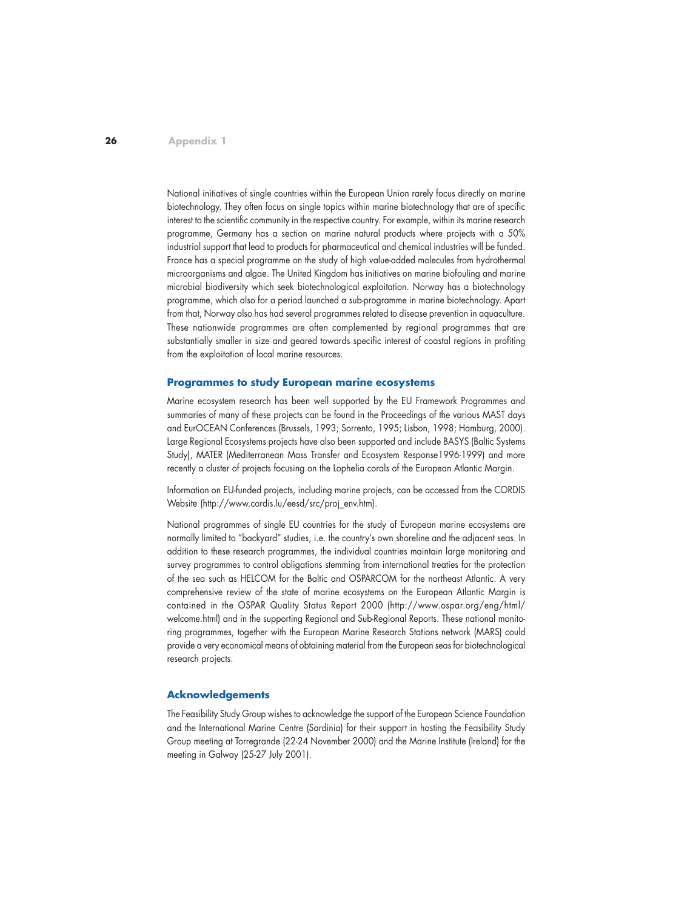National initiatives of single countries within the European Union rarely focus directly on marine biotechnology. They often focus on single topics within marine biotechnology that are of specific interest to the scientific community in the respective country. For example, within its marine research programme, Germany has a section on marine natural products where projects with a 50% industrial support that lead to products for pharmaceutical and chemical industries will be funded. France has a special programme on the study of high value-added molecules from hydrothermal microorganisms and algae. The United Kingdom has initiatives on marine biofouling and marine microbial biodiversity which seek biotechnological exploitation. Norway has a biotechnology programme, which also for a period launched a sub-programme in marine biotechnology. Apart from that, Norway also has had several programmes related to disease prevention in aquaculture. These nationwide programmes are often complemented by regional programmes that are substantially smaller in size and geared towards specific interest of coastal regions in profiting from the exploitation of local marine resources.

## Programmes to study European marine ecosystems

Marine ecosystem research has been well supported by the EU Framework Programmes and summaries of many of these projects can be found in the Proceedings of the various MAST days and EurOCEAN Conferences (Brussels, 1993; Sorrento, 1995; Lisbon, 1998; Hamburg, 2000). Large Regional Ecosystems projects have also been supported and include BASYS (Baltic Systems Study), MATER (Mediterranean Mass Transfer and Ecosystem Response1996-1999) and more recently a cluster of projects focusing on the Lophelia corals of the European Atlantic Margin.

Information on EU-funded projects, including marine projects, can be accessed from the CORDIS Website (http://www.cordis.lu/eesd/src/proj_env.htm).

National programmes of single EU countries for the study of European marine ecosystems are normally limited to "backyard" studies, i.e. the country's own shoreline and the adjacent seas. In addition to these research programmes, the individual countries maintain large monitoring and survey programmes to control obligations stemming from international treaties for the protection of the sea such as HELCOM for the Baltic and OSPARCOM for the northeast Atlantic. A very comprehensive review of the state of marine ecosystems on the European Atlantic Margin is contained in the OSPAR Quality Status Report 2000 (http://www.ospar.org/eng/html/welcome.html) and in the supporting Regional and Sub-Regional Reports. These national monitoring programmes, together with the European Marine Research Stations network (MARS) could provide a very economical means of obtaining material from the European seas for biotechnological research projects.

## Acknowledgements

The Feasibility Study Group wishes to acknowledge the support of the European Science Foundation and the International Marine Centre (Sardinia) for their support in hosting the Feasibility Study Group meeting at Torregrande (22-24 November 2000) and the Marine Institute (Ireland) for the meeting in Galway (25-27 July 2001).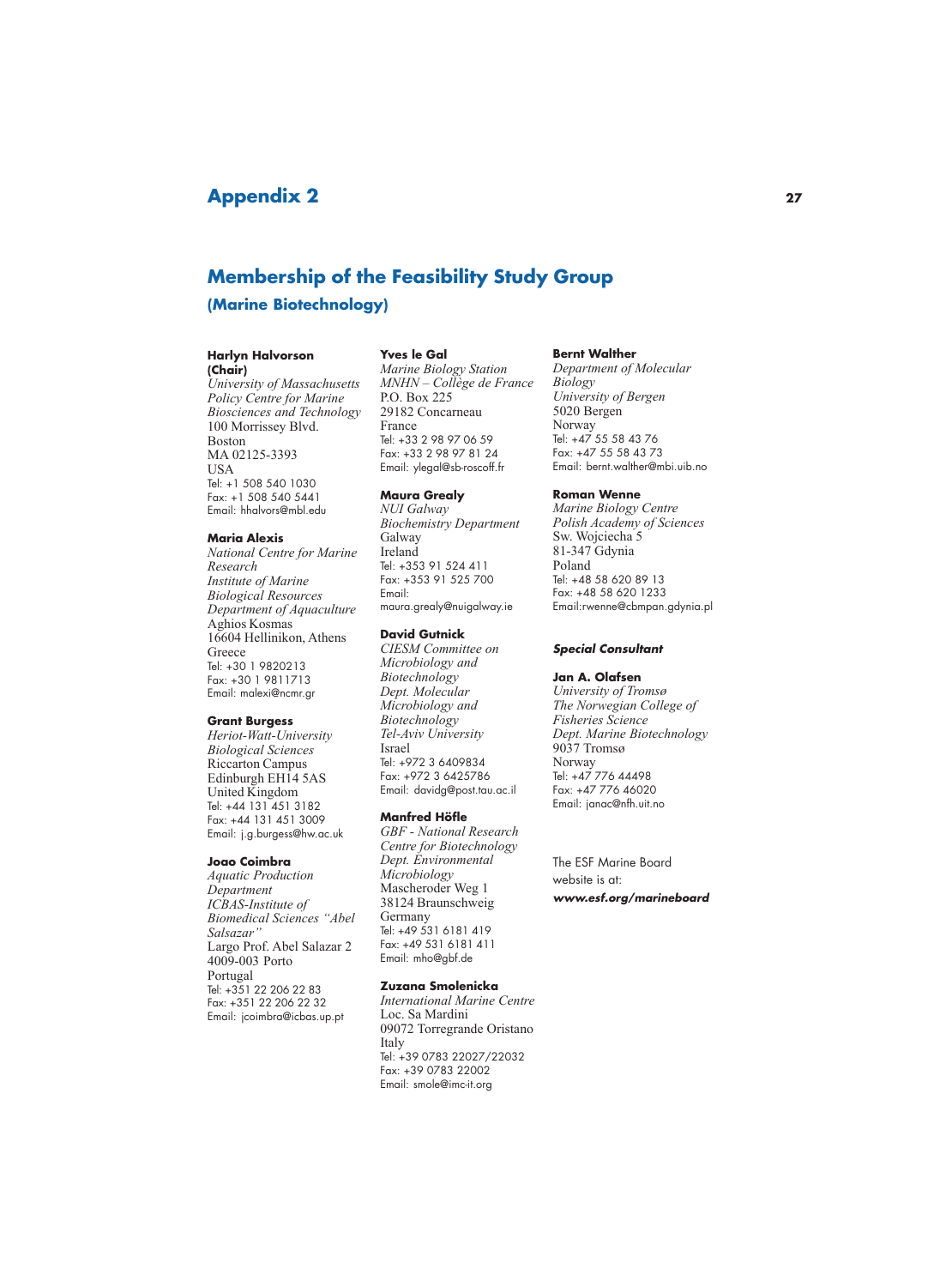# Appendix 2

## Membership of the Feasibility Study Group

### (Marine Biotechnology)

**Harlyn Halvorson (Chair)**
*University of Massachusetts*
*Policy Centre for Marine Biosciences and Technology*
100 Morrissey Blvd.
Boston
MA 02125-3393
USA
Tel: +1 508 540 1030
Fax: +1 508 540 5441
Email: hhalvors@mbl.edu

**Maria Alexis**
*National Centre for Marine Research*
*Institute of Marine Biological Resources*
*Department of Aquaculture*
Aghios Kosmas
16604 Hellinikon, Athens
Greece
Tel: +30 1 9820213
Fax: +30 1 9811713
Email: malexi@ncmr.gr

**Grant Burgess**
*Heriot-Watt-University*
*Biological Sciences*
Riccarton Campus
Edinburgh EH14 5AS
United Kingdom
Tel: +44 131 451 3182
Fax: +44 131 451 3009
Email: j.g.burgess@hw.ac.uk

**Joao Coimbra**
*Aquatic Production Department*
*ICBAS-Institute of Biomedical Sciences "Abel Salsazar"*
Largo Prof. Abel Salazar 2
4009-003 Porto
Portugal
Tel: +351 22 206 22 83
Fax: +351 22 206 22 32
Email: jcoimbra@icbas.up.pt

**Yves le Gal**
*Marine Biology Station*
*MNHN – Collège de France*
P.O. Box 225
29182 Concarneau
France
Tel: +33 2 98 97 06 59
Fax: +33 2 98 97 81 24
Email: ylegal@sb-roscoff.fr

**Maura Grealy**
*NUI Galway*
*Biochemistry Department*
Galway
Ireland
Tel: +353 91 524 411
Fax: +353 91 525 700
Email:
maura.grealy@nuigalway.ie

**David Gutnick**
*CIESM Committee on Microbiology and Biotechnology*
*Dept. Molecular Microbiology and Biotechnology*
*Tel-Aviv University*
Israel
Tel: +972 3 6409834
Fax: +972 3 6425786
Email: davidg@post.tau.ac.il

**Manfred Höfle**
*GBF - National Research Centre for Biotechnology*
*Dept. Environmental Microbiology*
Mascheroder Weg 1
38124 Braunschweig
Germany
Tel: +49 531 6181 419
Fax: +49 531 6181 411
Email: mho@gbf.de

**Zuzana Smolenicka**
*International Marine Centre*
Loc. Sa Mardini
09072 Torregrande Oristano
Italy
Tel: +39 0783 22027/22032
Fax: +39 0783 22002
Email: smole@imc-it.org

**Bernt Walther**
*Department of Molecular Biology*
*University of Bergen*
5020 Bergen
Norway
Tel: +47 55 58 43 76
Fax: +47 55 58 43 73
Email: bernt.walther@mbi.uib.no

**Roman Wenne**
*Marine Biology Centre*
*Polish Academy of Sciences*
Sw. Wojciecha 5
81-347 Gdynia
Poland
Tel: +48 58 620 89 13
Fax: +48 58 620 1233
Email:rwenne@cbmpan.gdynia.pl

***Special Consultant***

**Jan A. Olafsen**
*University of Tromsø*
*The Norwegian College of Fisheries Science*
*Dept. Marine Biotechnology*
9037 Tromsø
Norway
Tel: +47 776 44498
Fax: +47 776 46020
Email: janac@nfh.uit.no

The ESF Marine Board website is at:
***www.esf.org/marineboard***